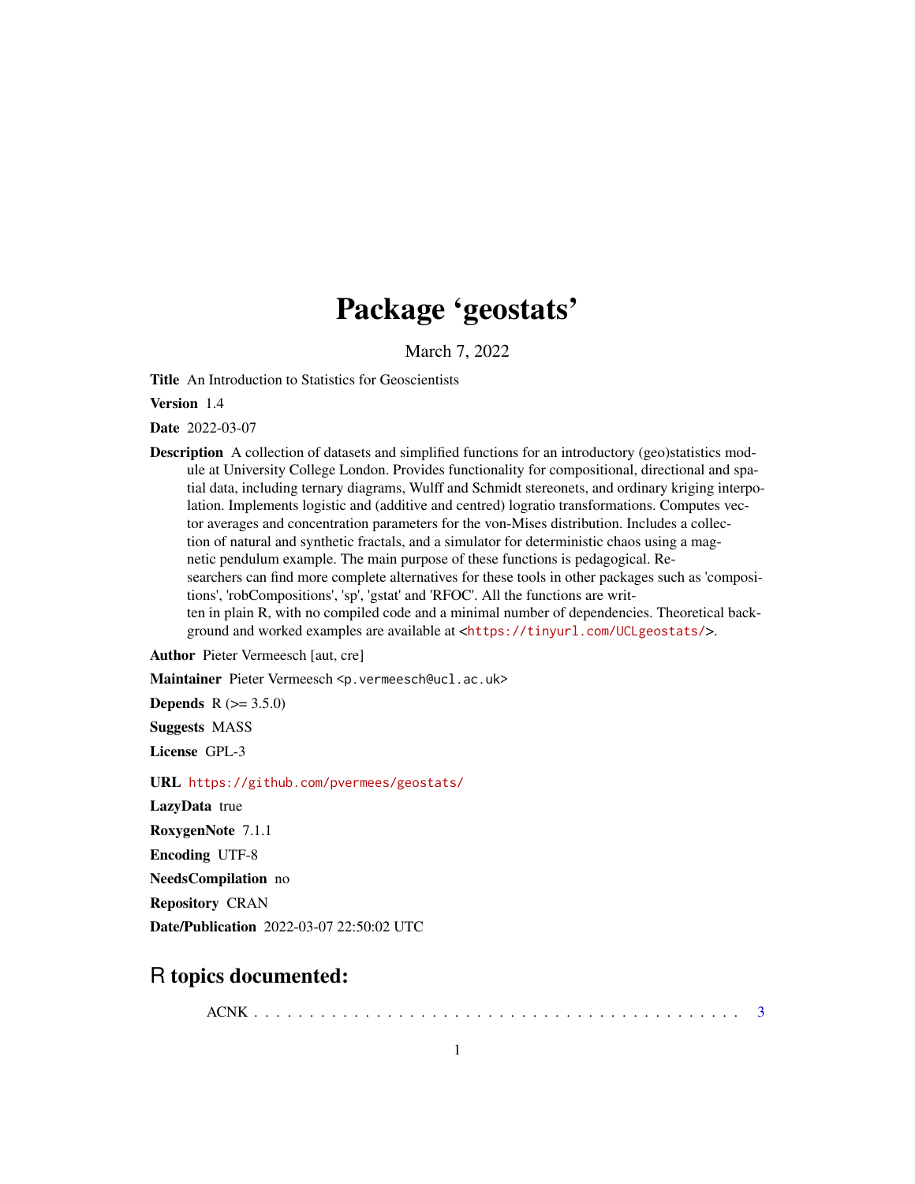# Package 'geostats'

March 7, 2022

**Title** An Introduction to Statistics for Geoscientists

**Version** 1.4

**Date** 2022-03-07

**Description** A collection of datasets and simplified functions for an introductory (geo)statistics module at University College London. Provides functionality for compositional, directional and spatial data, including ternary diagrams, Wulff and Schmidt stereonets, and ordinary kriging interpolation. Implements logistic and (additive and centred) logratio transformations. Computes vector averages and concentration parameters for the von-Mises distribution. Includes a collection of natural and synthetic fractals, and a simulator for deterministic chaos using a magnetic pendulum example. The main purpose of these functions is pedagogical. Researchers can find more complete alternatives for these tools in other packages such as 'compositions', 'robCompositions', 'sp', 'gstat' and 'RFOC'. All the functions are written in plain R, with no compiled code and a minimal number of dependencies. Theoretical background and worked examples are available at <https://tinyurl.com/UCLgeostats/>.

**Author** Pieter Vermeesch [aut, cre]

**Maintainer** Pieter Vermeesch <p.vermeesch@ucl.ac.uk>

**Depends** R (>= 3.5.0)

**Suggests** MASS

**License** GPL-3

**URL** https://github.com/pvermees/geostats/

**LazyData** true

**RoxygenNote** 7.1.1

**Encoding** UTF-8

**NeedsCompilation** no

**Repository** CRAN

**Date/Publication** 2022-03-07 22:50:02 UTC

## R topics documented:

ACNK . . . . . . . . . . . . . . . . . . . . . . . . . . . . . . . . . . . . . . . . . . 3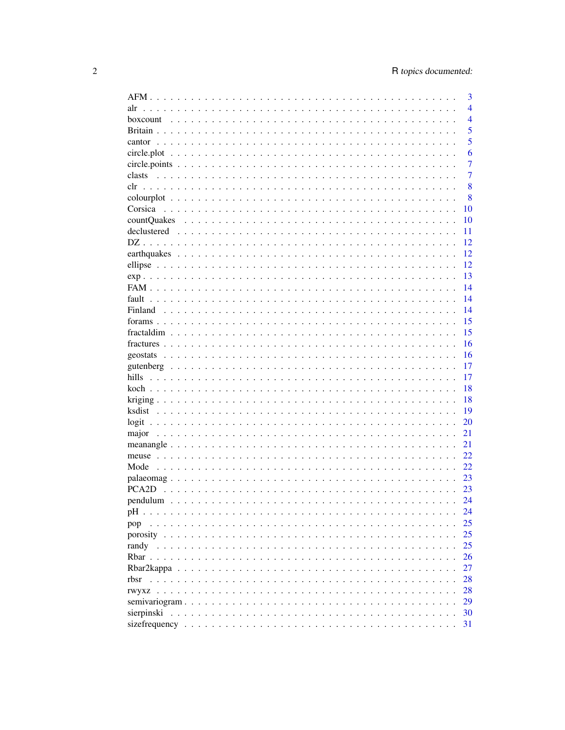| | |
|---|---|
| AFM | 3 |
| alr | 4 |
| boxcount | 4 |
| Britain | 5 |
| cantor | 5 |
| circle.plot | 6 |
| circle.points | 7 |
| clasts | 7 |
| clr | 8 |
| colourplot | 8 |
| Corsica | 10 |
| countQuakes | 10 |
| declustered | 11 |
| DZ | 12 |
| earthquakes | 12 |
| ellipse | 12 |
| exp | 13 |
| FAM | 14 |
| fault | 14 |
| Finland | 14 |
| forams | 15 |
| fractaldim | 15 |
| fractures | 16 |
| geostats | 16 |
| gutenberg | 17 |
| hills | 17 |
| koch | 18 |
| kriging | 18 |
| ksdist | 19 |
| logit | 20 |
| major | 21 |
| meanangle | 21 |
| meuse | 22 |
| Mode | 22 |
| palaeomag | 23 |
| PCA2D | 23 |
| pendulum | 24 |
| pH | 24 |
| pop | 25 |
| porosity | 25 |
| randy | 25 |
| Rbar | 26 |
| Rbar2kappa | 27 |
| rbsr | 28 |
| rwyxz | 28 |
| semivariogram | 29 |
| sierpinski | 30 |
| sizefrequency | 31 |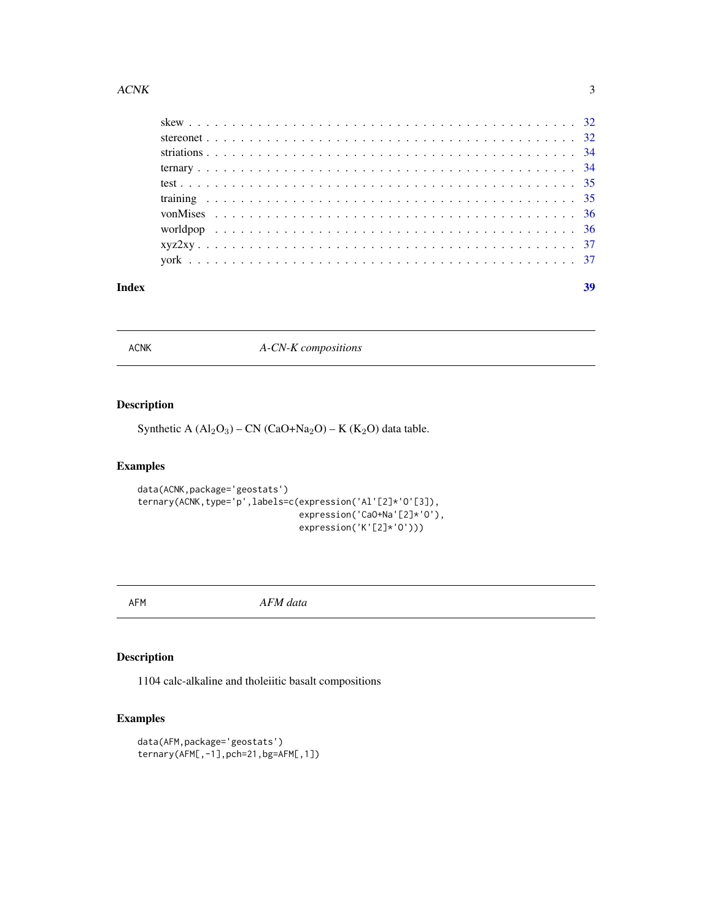skew . . . . . . . . . . . . . . . . . . . . . . . . . . . . . . . . . . . . . . . . 32
stereonet . . . . . . . . . . . . . . . . . . . . . . . . . . . . . . . . . . . . . . 32
striations . . . . . . . . . . . . . . . . . . . . . . . . . . . . . . . . . . . . . . 34
ternary . . . . . . . . . . . . . . . . . . . . . . . . . . . . . . . . . . . . . . . 34
test . . . . . . . . . . . . . . . . . . . . . . . . . . . . . . . . . . . . . . . . . 35
training . . . . . . . . . . . . . . . . . . . . . . . . . . . . . . . . . . . . . . . 35
vonMises . . . . . . . . . . . . . . . . . . . . . . . . . . . . . . . . . . . . . . . 36
worldpop . . . . . . . . . . . . . . . . . . . . . . . . . . . . . . . . . . . . . . . 36
xyz2xy . . . . . . . . . . . . . . . . . . . . . . . . . . . . . . . . . . . . . . . . 37
york . . . . . . . . . . . . . . . . . . . . . . . . . . . . . . . . . . . . . . . . . 37

**Index** **39**

---

## ACNK — *A-CN-K compositions*

### Description

Synthetic A ($Al_2O_3$) – CN ($CaO+Na_2O$) – K ($K_2O$) data table.

### Examples

```
data(ACNK,package='geostats')
ternary(ACNK,type='p',labels=c(expression('Al'[2]*'O'[3]),
                               expression('CaO+Na'[2]*'O'),
                               expression('K'[2]*'O')))
```

---

## AFM — *AFM data*

### Description

1104 calc-alkaline and tholeiitic basalt compositions

### Examples

```
data(AFM,package='geostats')
ternary(AFM[,-1],pch=21,bg=AFM[,1])
```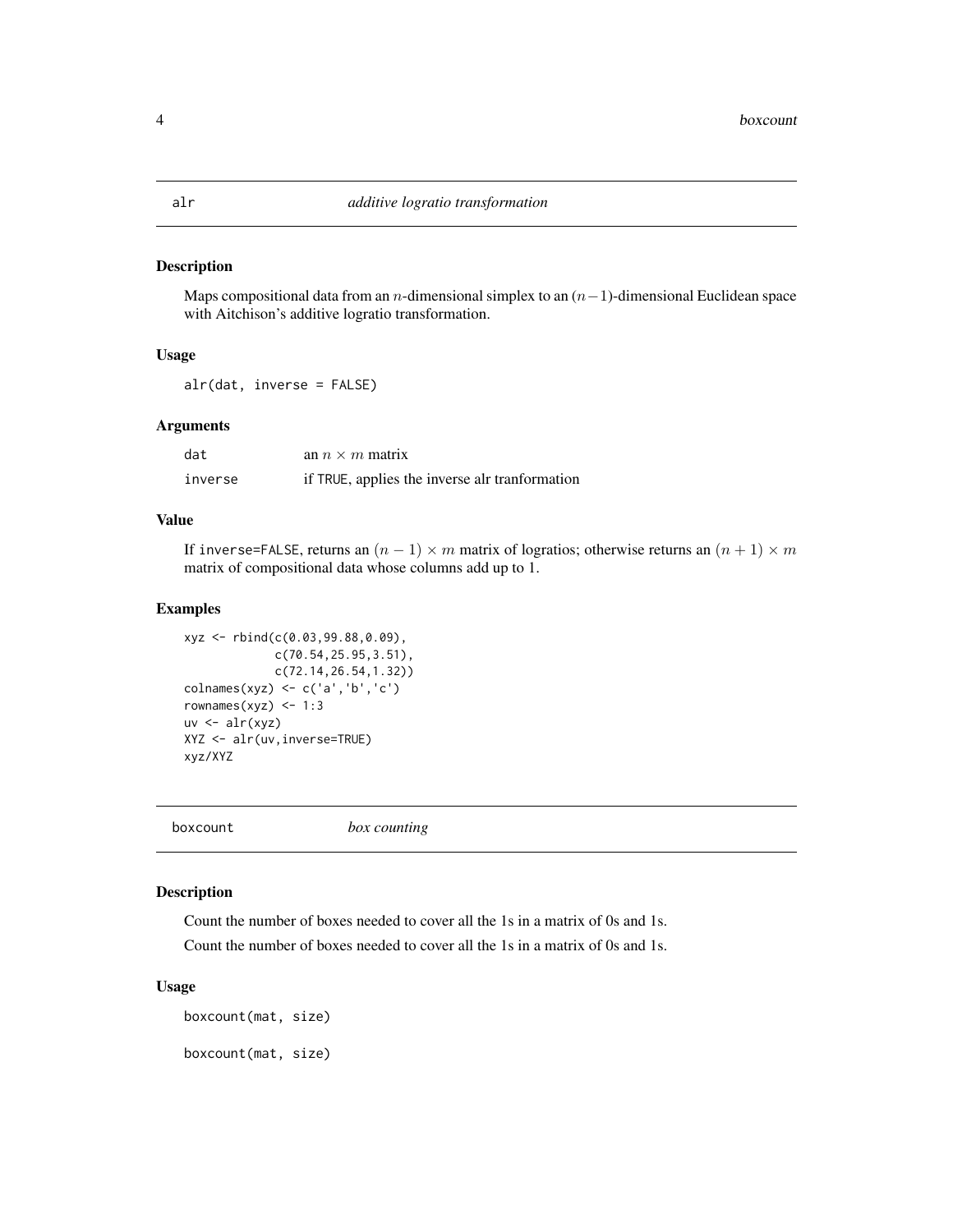## alr — *additive logratio transformation*

### Description

Maps compositional data from an $n$-dimensional simplex to an $(n-1)$-dimensional Euclidean space with Aitchison's additive logratio transformation.

### Usage

```
alr(dat, inverse = FALSE)
```

### Arguments

| | |
|---|---|
| `dat` | an $n \times m$ matrix |
| `inverse` | if `TRUE`, applies the inverse alr tranformation |

### Value

If `inverse=FALSE`, returns an $(n-1) \times m$ matrix of logratios; otherwise returns an $(n+1) \times m$ matrix of compositional data whose columns add up to 1.

### Examples

```
xyz <- rbind(c(0.03,99.88,0.09),
             c(70.54,25.95,3.51),
             c(72.14,26.54,1.32))
colnames(xyz) <- c('a','b','c')
rownames(xyz) <- 1:3
uv <- alr(xyz)
XYZ <- alr(uv,inverse=TRUE)
xyz/XYZ
```

## boxcount — *box counting*

### Description

Count the number of boxes needed to cover all the 1s in a matrix of 0s and 1s.

Count the number of boxes needed to cover all the 1s in a matrix of 0s and 1s.

### Usage

```
boxcount(mat, size)

boxcount(mat, size)
```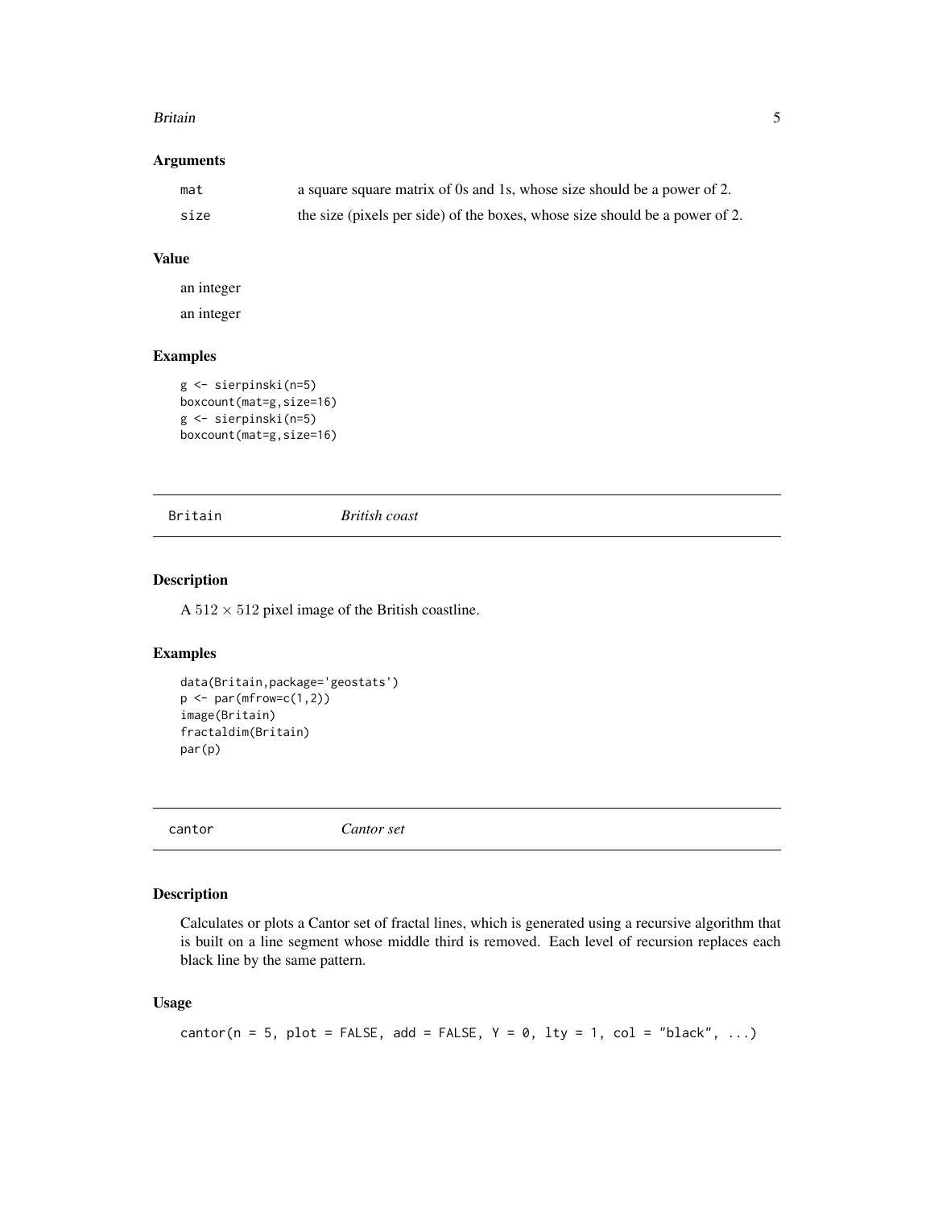### Arguments

| | |
|---|---|
| `mat` | a square square matrix of 0s and 1s, whose size should be a power of 2. |
| `size` | the size (pixels per side) of the boxes, whose size should be a power of 2. |

### Value

an integer

an integer

### Examples

```
g <- sierpinski(n=5)
boxcount(mat=g,size=16)
g <- sierpinski(n=5)
boxcount(mat=g,size=16)
```

## Britain *British coast*

### Description

A $512 \times 512$ pixel image of the British coastline.

### Examples

```
data(Britain,package='geostats')
p <- par(mfrow=c(1,2))
image(Britain)
fractaldim(Britain)
par(p)
```

## cantor *Cantor set*

### Description

Calculates or plots a Cantor set of fractal lines, which is generated using a recursive algorithm that is built on a line segment whose middle third is removed. Each level of recursion replaces each black line by the same pattern.

### Usage

```
cantor(n = 5, plot = FALSE, add = FALSE, Y = 0, lty = 1, col = "black", ...)
```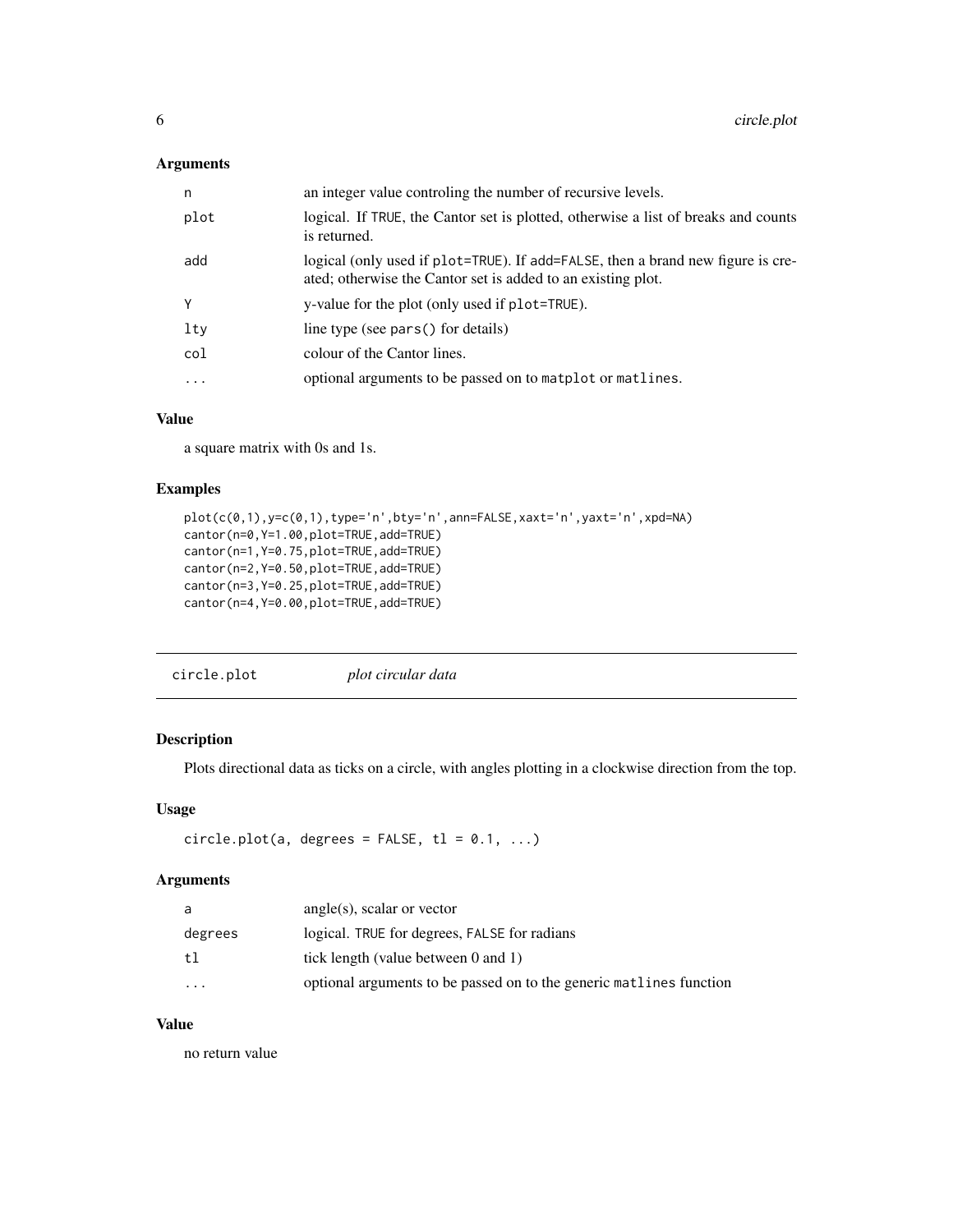### Arguments

| | |
|---|---|
| n | an integer value controling the number of recursive levels. |
| plot | logical. If TRUE, the Cantor set is plotted, otherwise a list of breaks and counts is returned. |
| add | logical (only used if plot=TRUE). If add=FALSE, then a brand new figure is created; otherwise the Cantor set is added to an existing plot. |
| Y | y-value for the plot (only used if plot=TRUE). |
| lty | line type (see pars() for details) |
| col | colour of the Cantor lines. |
| ... | optional arguments to be passed on to matplot or matlines. |

### Value

a square matrix with 0s and 1s.

### Examples

```
plot(c(0,1),y=c(0,1),type='n',bty='n',ann=FALSE,xaxt='n',yaxt='n',xpd=NA)
cantor(n=0,Y=1.00,plot=TRUE,add=TRUE)
cantor(n=1,Y=0.75,plot=TRUE,add=TRUE)
cantor(n=2,Y=0.50,plot=TRUE,add=TRUE)
cantor(n=3,Y=0.25,plot=TRUE,add=TRUE)
cantor(n=4,Y=0.00,plot=TRUE,add=TRUE)
```

---

## circle.plot &nbsp;&nbsp;&nbsp;&nbsp; *plot circular data*

---

### Description

Plots directional data as ticks on a circle, with angles plotting in a clockwise direction from the top.

### Usage

```
circle.plot(a, degrees = FALSE, tl = 0.1, ...)
```

### Arguments

| | |
|---|---|
| a | angle(s), scalar or vector |
| degrees | logical. TRUE for degrees, FALSE for radians |
| tl | tick length (value between 0 and 1) |
| ... | optional arguments to be passed on to the generic matlines function |

### Value

no return value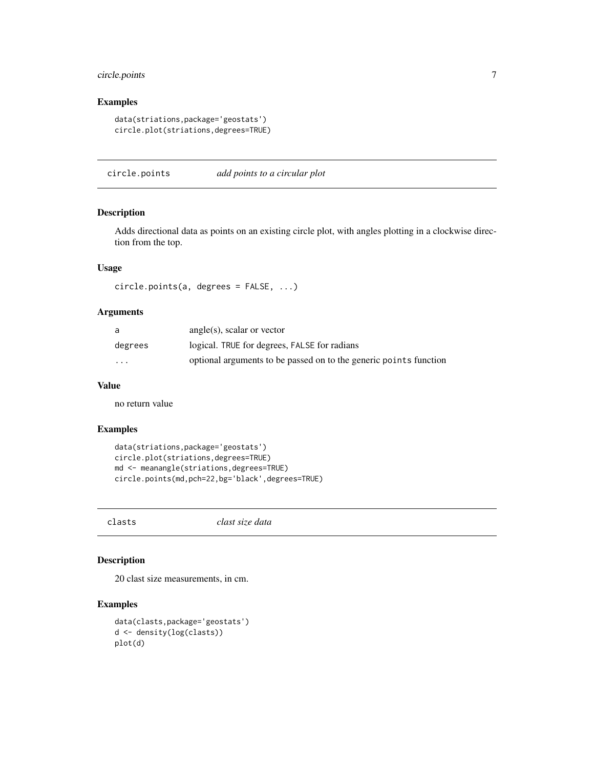### Examples

```
data(striations,package='geostats')
circle.plot(striations,degrees=TRUE)
```

---

## circle.points — *add points to a circular plot*

### Description

Adds directional data as points on an existing circle plot, with angles plotting in a clockwise direction from the top.

### Usage

```
circle.points(a, degrees = FALSE, ...)
```

### Arguments

| | |
|---|---|
| a | angle(s), scalar or vector |
| degrees | logical. TRUE for degrees, FALSE for radians |
| ... | optional arguments to be passed on to the generic points function |

### Value

no return value

### Examples

```
data(striations,package='geostats')
circle.plot(striations,degrees=TRUE)
md <- meanangle(striations,degrees=TRUE)
circle.points(md,pch=22,bg='black',degrees=TRUE)
```

---

## clasts — *clast size data*

### Description

20 clast size measurements, in cm.

### Examples

```
data(clasts,package='geostats')
d <- density(log(clasts))
plot(d)
```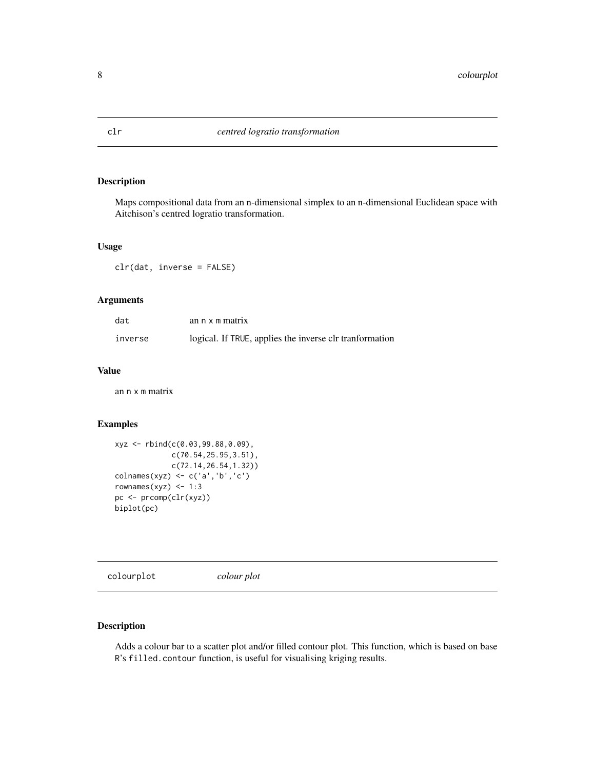## clr *centred logratio transformation*

### Description

Maps compositional data from an n-dimensional simplex to an n-dimensional Euclidean space with Aitchison's centred logratio transformation.

### Usage

```
clr(dat, inverse = FALSE)
```

### Arguments

| | |
|---|---|
| dat | an n x m matrix |
| inverse | logical. If TRUE, applies the inverse clr tranformation |

### Value

an n x m matrix

### Examples

```
xyz <- rbind(c(0.03,99.88,0.09),
             c(70.54,25.95,3.51),
             c(72.14,26.54,1.32))
colnames(xyz) <- c('a','b','c')
rownames(xyz) <- 1:3
pc <- prcomp(clr(xyz))
biplot(pc)
```

## colourplot *colour plot*

### Description

Adds a colour bar to a scatter plot and/or filled contour plot. This function, which is based on base R's filled.contour function, is useful for visualising kriging results.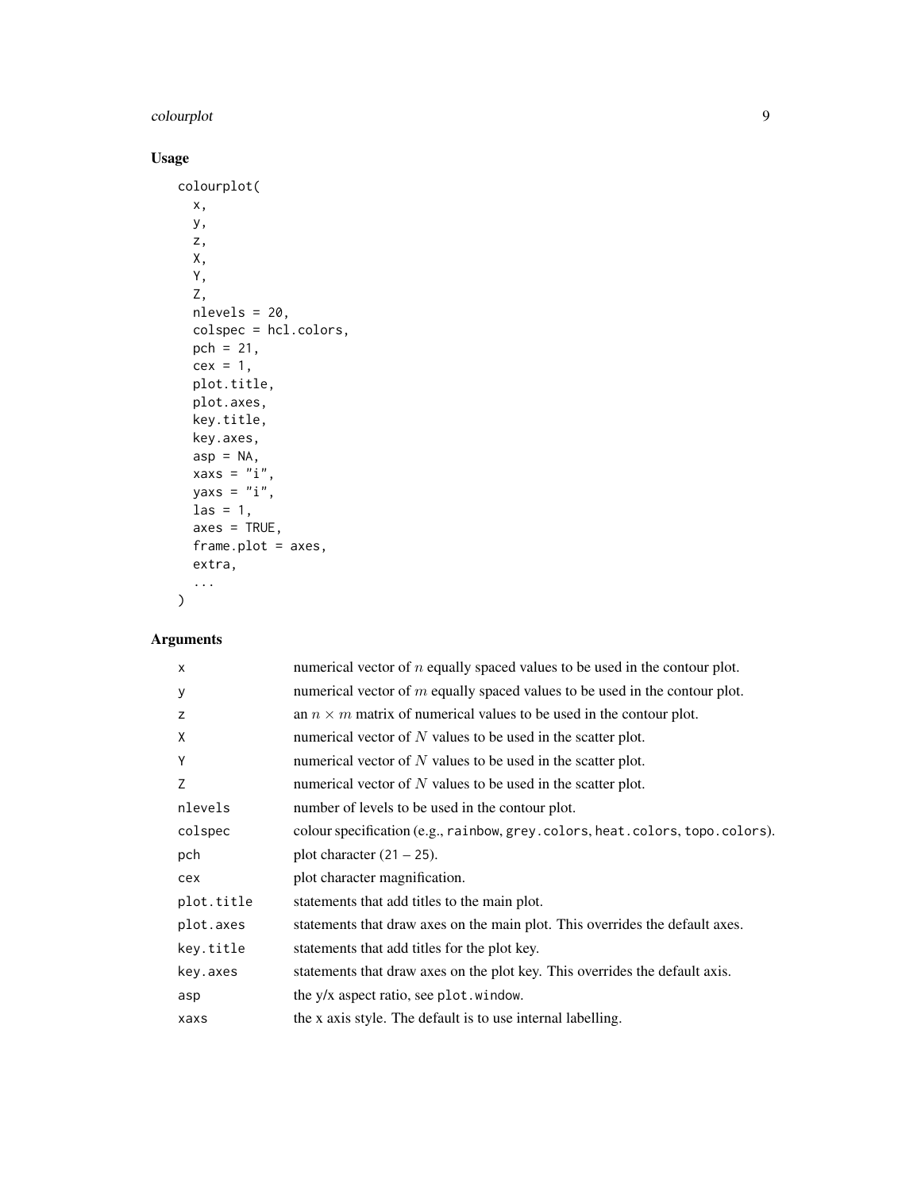## Usage

```
colourplot(
  x,
  y,
  z,
  X,
  Y,
  Z,
  nlevels = 20,
  colspec = hcl.colors,
  pch = 21,
  cex = 1,
  plot.title,
  plot.axes,
  key.title,
  key.axes,
  asp = NA,
  xaxs = "i",
  yaxs = "i",
  las = 1,
  axes = TRUE,
  frame.plot = axes,
  extra,
  ...
)
```

## Arguments

| | |
|---|---|
| `x` | numerical vector of $n$ equally spaced values to be used in the contour plot. |
| `y` | numerical vector of $m$ equally spaced values to be used in the contour plot. |
| `z` | an $n \times m$ matrix of numerical values to be used in the contour plot. |
| `X` | numerical vector of $N$ values to be used in the scatter plot. |
| `Y` | numerical vector of $N$ values to be used in the scatter plot. |
| `Z` | numerical vector of $N$ values to be used in the scatter plot. |
| `nlevels` | number of levels to be used in the contour plot. |
| `colspec` | colour specification (e.g., `rainbow`, `grey.colors`, `heat.colors`, `topo.colors`). |
| `pch` | plot character ($21 - 25$). |
| `cex` | plot character magnification. |
| `plot.title` | statements that add titles to the main plot. |
| `plot.axes` | statements that draw axes on the main plot. This overrides the default axes. |
| `key.title` | statements that add titles for the plot key. |
| `key.axes` | statements that draw axes on the plot key. This overrides the default axis. |
| `asp` | the y/x aspect ratio, see `plot.window`. |
| `xaxs` | the x axis style. The default is to use internal labelling. |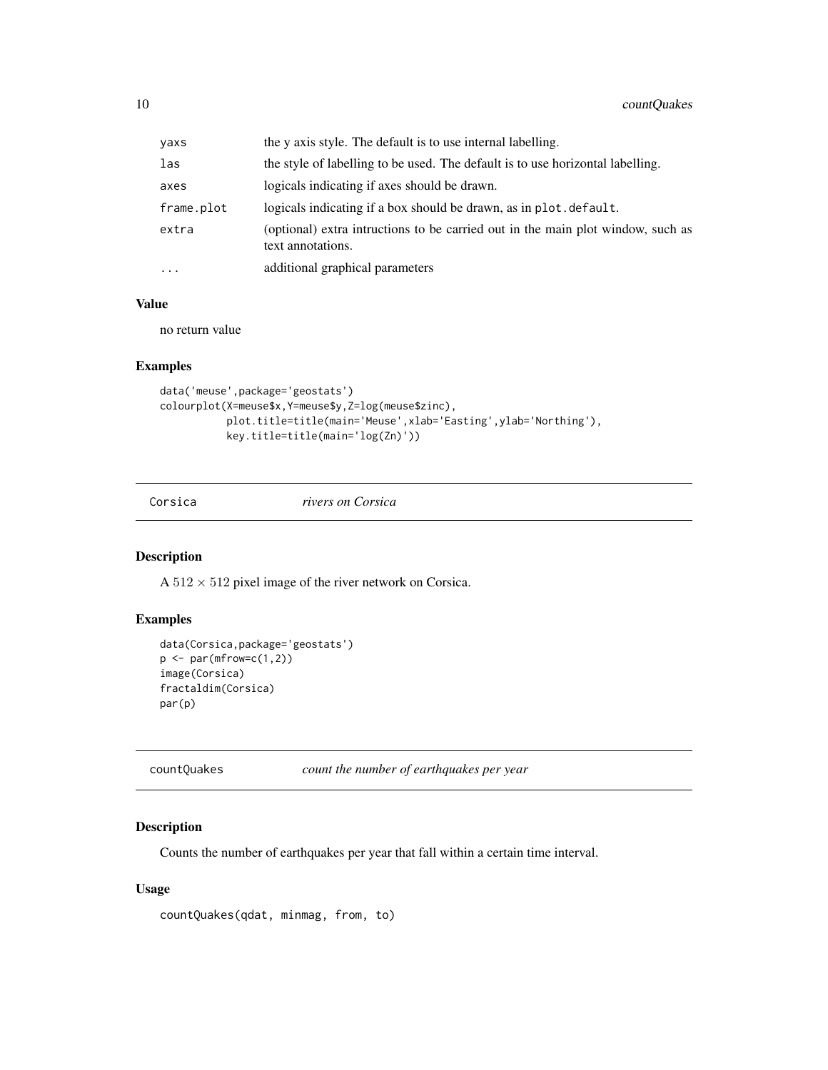| | |
|---|---|
| yaxs | the y axis style. The default is to use internal labelling. |
| las | the style of labelling to be used. The default is to use horizontal labelling. |
| axes | logicals indicating if axes should be drawn. |
| frame.plot | logicals indicating if a box should be drawn, as in plot.default. |
| extra | (optional) extra intructions to be carried out in the main plot window, such as text annotations. |
| ... | additional graphical parameters |

### Value

no return value

### Examples

```
data('meuse',package='geostats')
colourplot(X=meuse$x,Y=meuse$y,Z=log(meuse$zinc),
           plot.title=title(main='Meuse',xlab='Easting',ylab='Northing'),
           key.title=title(main='log(Zn)'))
```

## Corsica *rivers on Corsica*

### Description

A $512 \times 512$ pixel image of the river network on Corsica.

### Examples

```
data(Corsica,package='geostats')
p <- par(mfrow=c(1,2))
image(Corsica)
fractaldim(Corsica)
par(p)
```

## countQuakes *count the number of earthquakes per year*

### Description

Counts the number of earthquakes per year that fall within a certain time interval.

### Usage

```
countQuakes(qdat, minmag, from, to)
```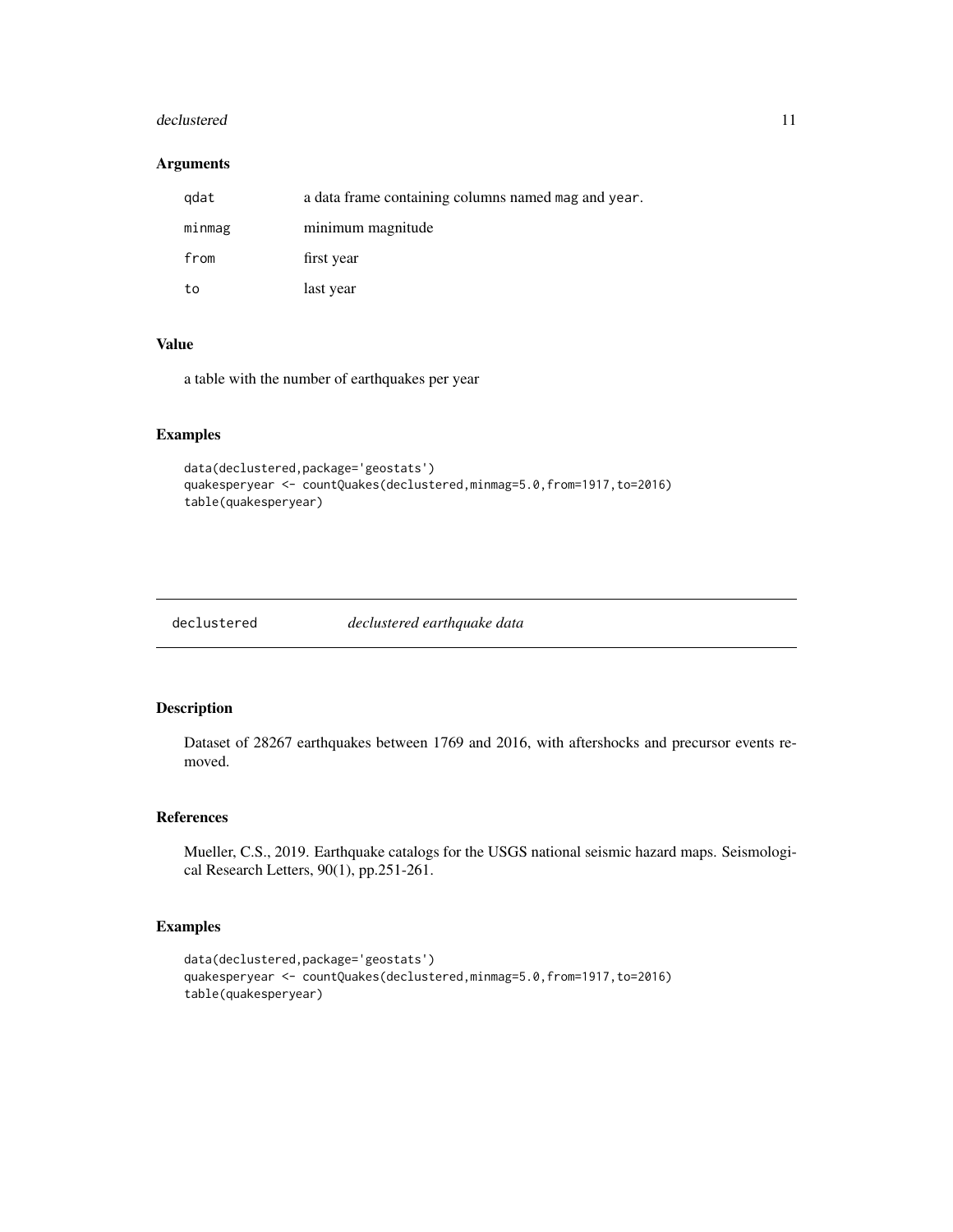### Arguments

| | |
|---|---|
| `qdat` | a data frame containing columns named `mag` and `year`. |
| `minmag` | minimum magnitude |
| `from` | first year |
| `to` | last year |

### Value

a table with the number of earthquakes per year

### Examples

```
data(declustered,package='geostats')
quakesperyear <- countQuakes(declustered,minmag=5.0,from=1917,to=2016)
table(quakesperyear)
```

---

## declustered — *declustered earthquake data*

### Description

Dataset of 28267 earthquakes between 1769 and 2016, with aftershocks and precursor events removed.

### References

Mueller, C.S., 2019. Earthquake catalogs for the USGS national seismic hazard maps. Seismological Research Letters, 90(1), pp.251-261.

### Examples

```
data(declustered,package='geostats')
quakesperyear <- countQuakes(declustered,minmag=5.0,from=1917,to=2016)
table(quakesperyear)
```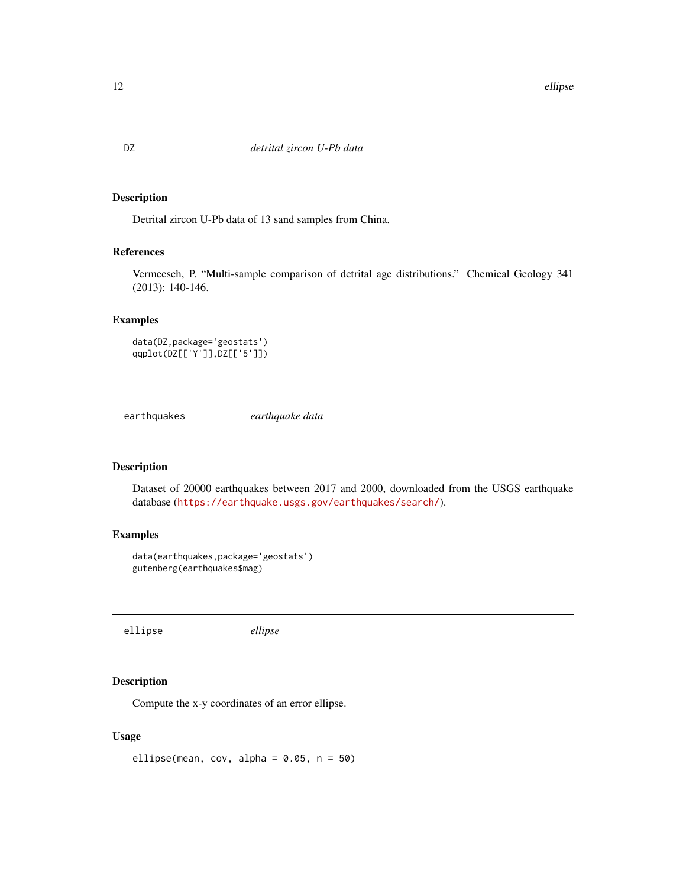## DZ *detrital zircon U-Pb data*

### Description

Detrital zircon U-Pb data of 13 sand samples from China.

### References

Vermeesch, P. "Multi-sample comparison of detrital age distributions." Chemical Geology 341 (2013): 140-146.

### Examples

```
data(DZ,package='geostats')
qqplot(DZ[['Y']],DZ[['5']])
```

## earthquakes *earthquake data*

### Description

Dataset of 20000 earthquakes between 2017 and 2000, downloaded from the USGS earthquake database (https://earthquake.usgs.gov/earthquakes/search/).

### Examples

```
data(earthquakes,package='geostats')
gutenberg(earthquakes$mag)
```

## ellipse *ellipse*

### Description

Compute the x-y coordinates of an error ellipse.

### Usage

```
ellipse(mean, cov, alpha = 0.05, n = 50)
```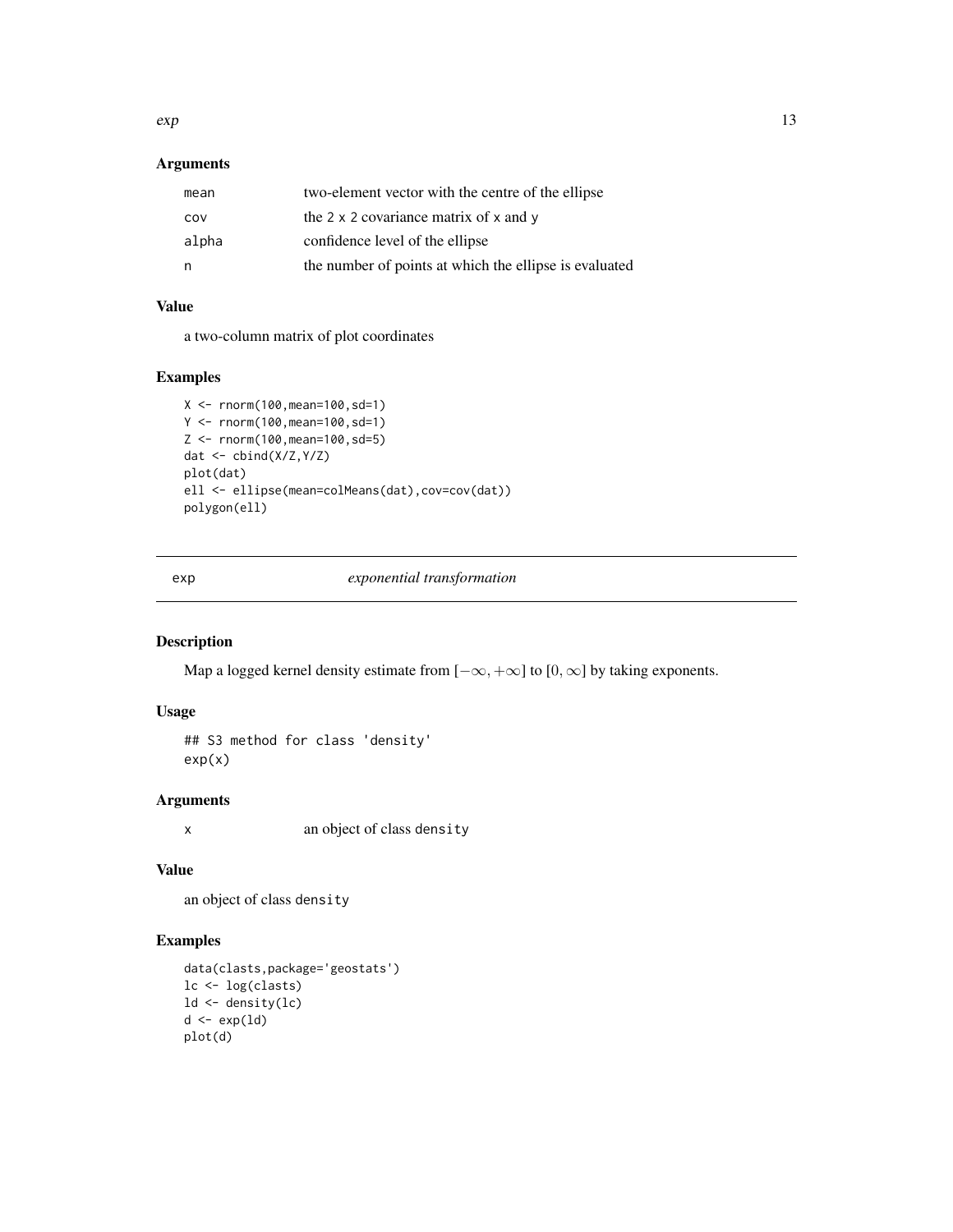## Arguments

| | |
|---|---|
| mean | two-element vector with the centre of the ellipse |
| cov | the 2 x 2 covariance matrix of x and y |
| alpha | confidence level of the ellipse |
| n | the number of points at which the ellipse is evaluated |

## Value

a two-column matrix of plot coordinates

## Examples

```
X <- rnorm(100,mean=100,sd=1)
Y <- rnorm(100,mean=100,sd=1)
Z <- rnorm(100,mean=100,sd=5)
dat <- cbind(X/Z,Y/Z)
plot(dat)
ell <- ellipse(mean=colMeans(dat),cov=cov(dat))
polygon(ell)
```

---

# exp *exponential transformation*

## Description

Map a logged kernel density estimate from $[-\infty, +\infty]$ to $[0, \infty]$ by taking exponents.

## Usage

```
## S3 method for class 'density'
exp(x)
```

## Arguments

| | |
|---|---|
| x | an object of class density |

## Value

an object of class density

## Examples

```
data(clasts,package='geostats')
lc <- log(clasts)
ld <- density(lc)
d <- exp(ld)
plot(d)
```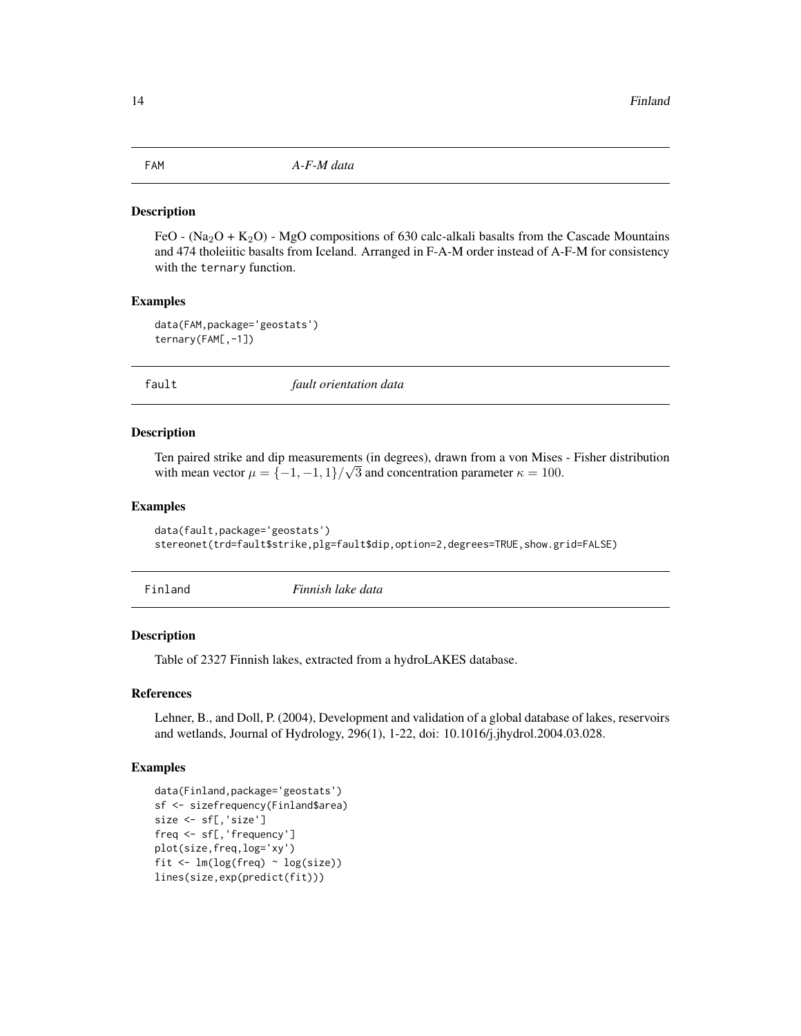## FAM *A-F-M data*

### Description

FeO - ($Na_2O$ + $K_2O$) - MgO compositions of 630 calc-alkali basalts from the Cascade Mountains and 474 tholeiitic basalts from Iceland. Arranged in F-A-M order instead of A-F-M for consistency with the ternary function.

### Examples

```
data(FAM,package='geostats')
ternary(FAM[,-1])
```

## fault *fault orientation data*

### Description

Ten paired strike and dip measurements (in degrees), drawn from a von Mises - Fisher distribution with mean vector $\mu = \{-1,-1,1\}/\sqrt{3}$ and concentration parameter $\kappa = 100$.

### Examples

```
data(fault,package='geostats')
stereonet(trd=fault$strike,plg=fault$dip,option=2,degrees=TRUE,show.grid=FALSE)
```

## Finland *Finnish lake data*

### Description

Table of 2327 Finnish lakes, extracted from a hydroLAKES database.

### References

Lehner, B., and Doll, P. (2004), Development and validation of a global database of lakes, reservoirs and wetlands, Journal of Hydrology, 296(1), 1-22, doi: 10.1016/j.jhydrol.2004.03.028.

### Examples

```
data(Finland,package='geostats')
sf <- sizefrequency(Finland$area)
size <- sf[,'size']
freq <- sf[,'frequency']
plot(size,freq,log='xy')
fit <- lm(log(freq) ~ log(size))
lines(size,exp(predict(fit)))
```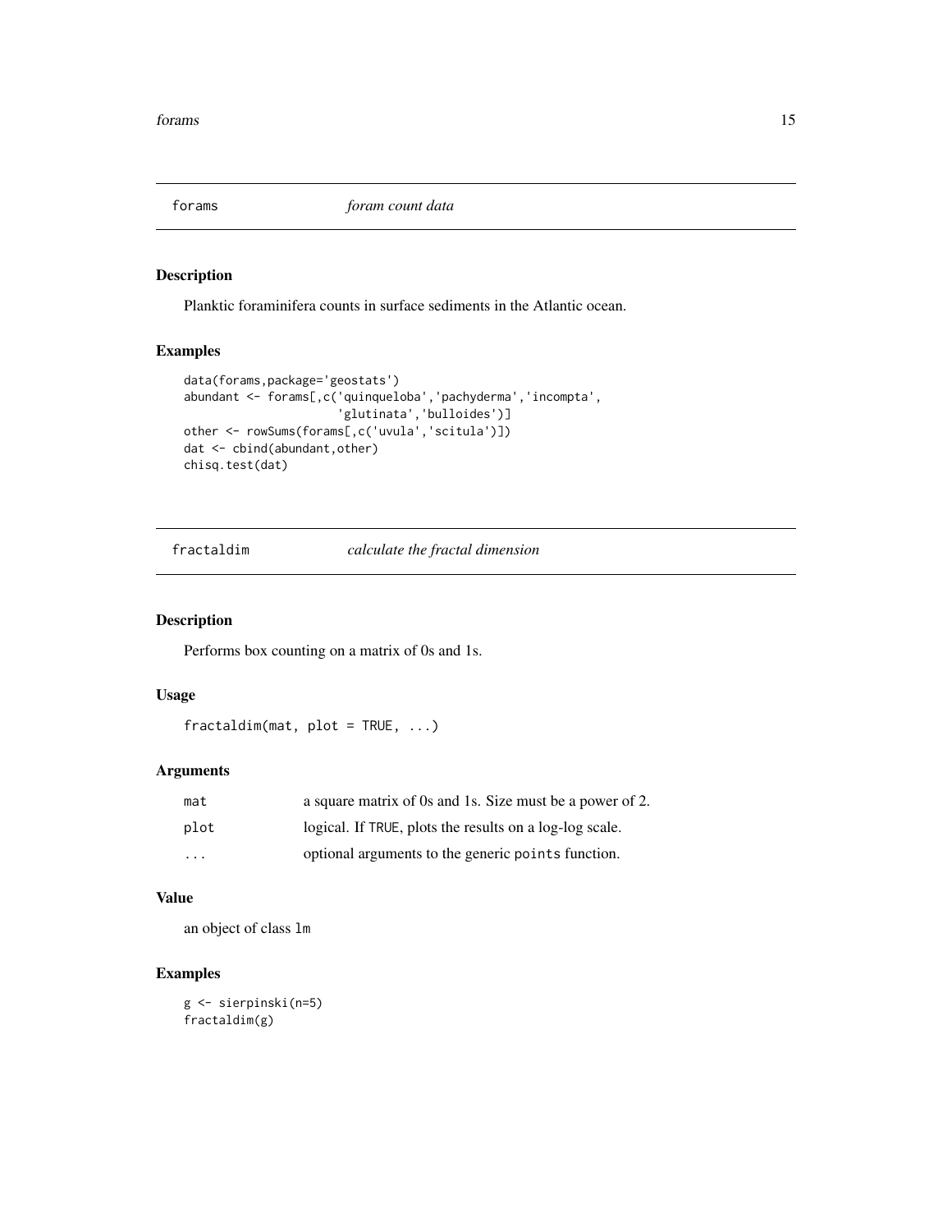## forams *foram count data*

### Description

Planktic foraminifera counts in surface sediments in the Atlantic ocean.

### Examples

```
data(forams,package='geostats')
abundant <- forams[,c('quinqueloba','pachyderma','incompta',
                      'glutinata','bulloides')]
other <- rowSums(forams[,c('uvula','scitula')])
dat <- cbind(abundant,other)
chisq.test(dat)
```

## fractaldim *calculate the fractal dimension*

### Description

Performs box counting on a matrix of 0s and 1s.

### Usage

```
fractaldim(mat, plot = TRUE, ...)
```

### Arguments

| | |
|---|---|
| mat | a square matrix of 0s and 1s. Size must be a power of 2. |
| plot | logical. If TRUE, plots the results on a log-log scale. |
| ... | optional arguments to the generic points function. |

### Value

an object of class lm

### Examples

```
g <- sierpinski(n=5)
fractaldim(g)
```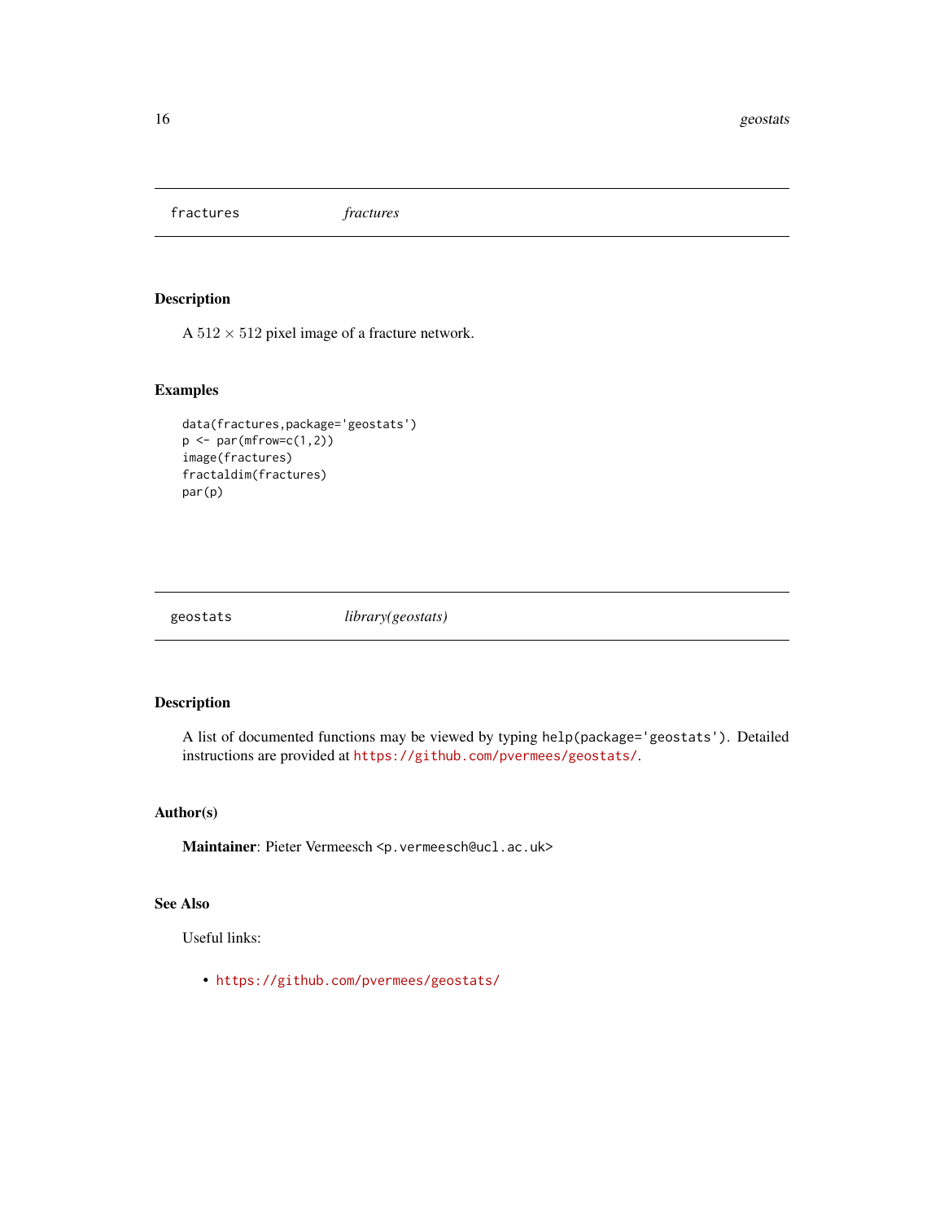## fractures *fractures*

### Description

A $512 \times 512$ pixel image of a fracture network.

### Examples

```
data(fractures,package='geostats')
p <- par(mfrow=c(1,2))
image(fractures)
fractaldim(fractures)
par(p)
```

## geostats *library(geostats)*

### Description

A list of documented functions may be viewed by typing `help(package='geostats')`. Detailed instructions are provided at https://github.com/pvermees/geostats/.

### Author(s)

**Maintainer**: Pieter Vermeesch <p.vermeesch@ucl.ac.uk>

### See Also

Useful links:

- https://github.com/pvermees/geostats/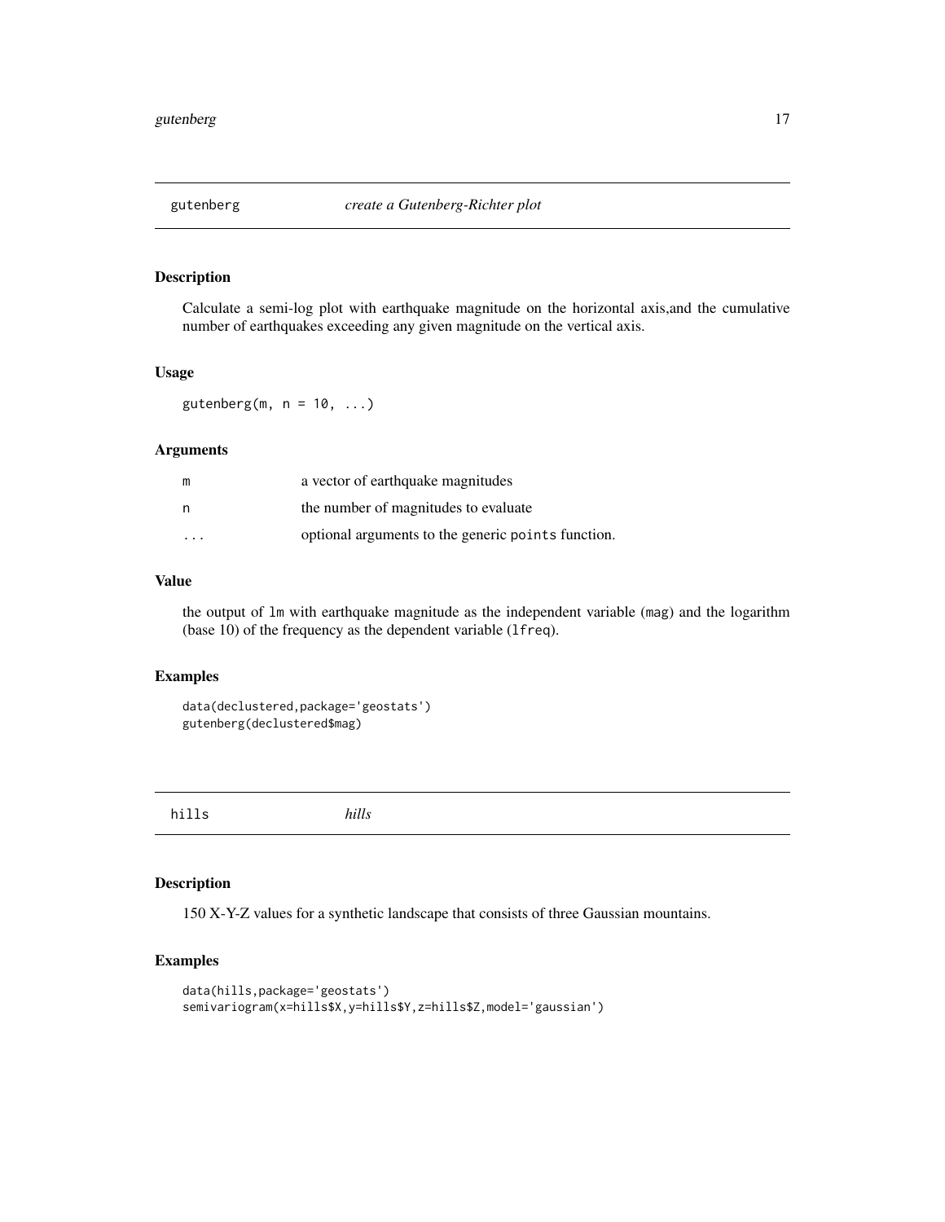## gutenberg — *create a Gutenberg-Richter plot*

### Description

Calculate a semi-log plot with earthquake magnitude on the horizontal axis,and the cumulative number of earthquakes exceeding any given magnitude on the vertical axis.

### Usage

```
gutenberg(m, n = 10, ...)
```

### Arguments

| | |
|---|---|
| `m` | a vector of earthquake magnitudes |
| `n` | the number of magnitudes to evaluate |
| `...` | optional arguments to the generic `points` function. |

### Value

the output of `lm` with earthquake magnitude as the independent variable (`mag`) and the logarithm (base 10) of the frequency as the dependent variable (`lfreq`).

### Examples

```
data(declustered,package='geostats')
gutenberg(declustered$mag)
```

## hills — *hills*

### Description

150 X-Y-Z values for a synthetic landscape that consists of three Gaussian mountains.

### Examples

```
data(hills,package='geostats')
semivariogram(x=hills$X,y=hills$Y,z=hills$Z,model='gaussian')
```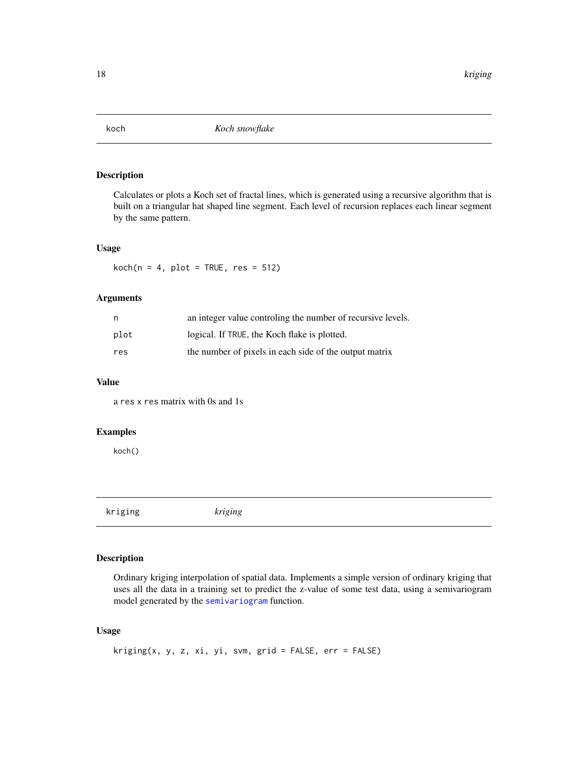## koch — *Koch snowflake*

### Description

Calculates or plots a Koch set of fractal lines, which is generated using a recursive algorithm that is built on a triangular hat shaped line segment. Each level of recursion replaces each linear segment by the same pattern.

### Usage

```
koch(n = 4, plot = TRUE, res = 512)
```

### Arguments

| | |
|---|---|
| `n` | an integer value controling the number of recursive levels. |
| `plot` | logical. If `TRUE`, the Koch flake is plotted. |
| `res` | the number of pixels in each side of the output matrix |

### Value

a `res` x `res` matrix with 0s and 1s

### Examples

```
koch()
```

## kriging — *kriging*

### Description

Ordinary kriging interpolation of spatial data. Implements a simple version of ordinary kriging that uses all the data in a training set to predict the z-value of some test data, using a semivariogram model generated by the `semivariogram` function.

### Usage

```
kriging(x, y, z, xi, yi, svm, grid = FALSE, err = FALSE)
```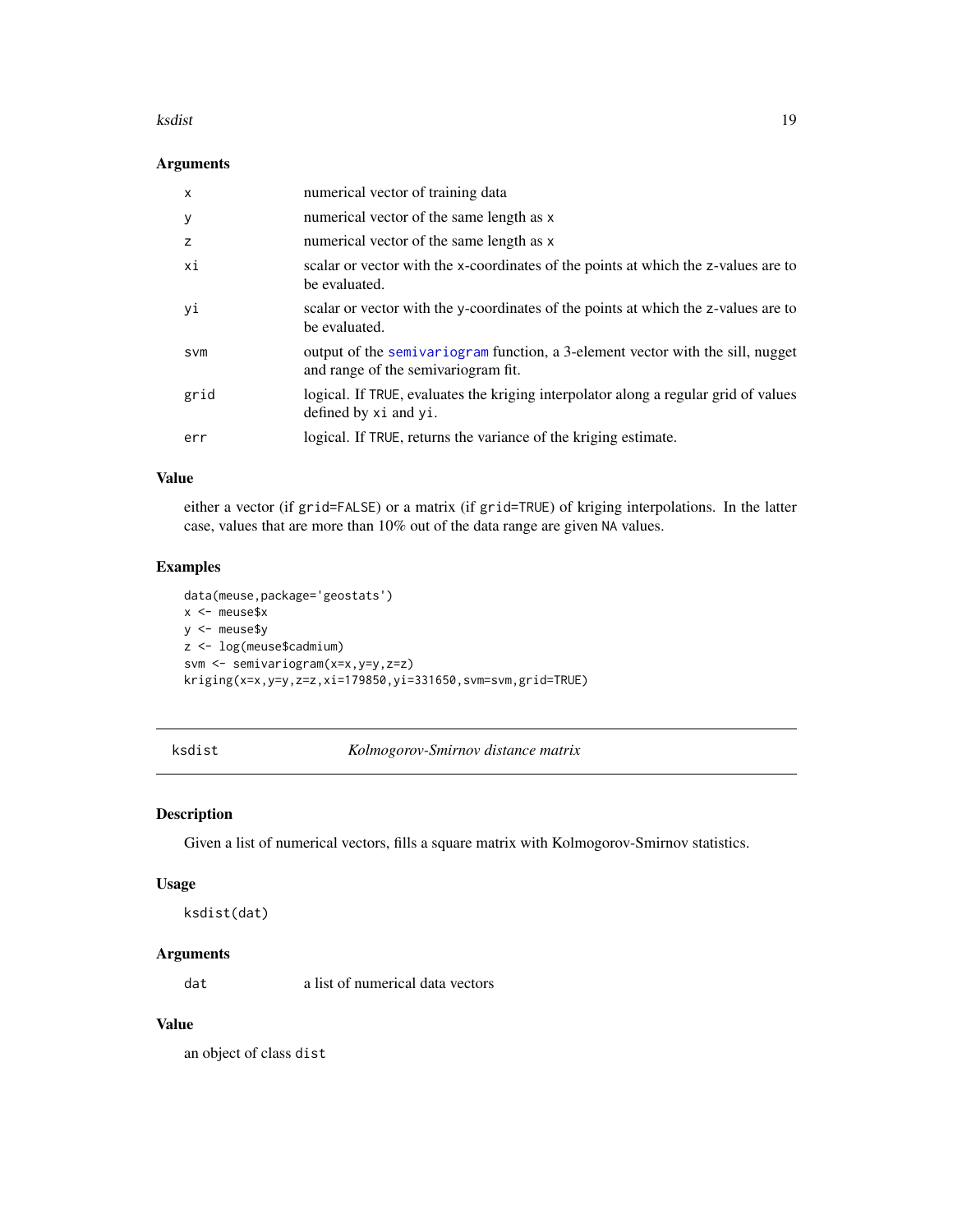### Arguments

| | |
|---|---|
| x | numerical vector of training data |
| y | numerical vector of the same length as x |
| z | numerical vector of the same length as x |
| xi | scalar or vector with the x-coordinates of the points at which the z-values are to be evaluated. |
| yi | scalar or vector with the y-coordinates of the points at which the z-values are to be evaluated. |
| svm | output of the semivariogram function, a 3-element vector with the sill, nugget and range of the semivariogram fit. |
| grid | logical. If TRUE, evaluates the kriging interpolator along a regular grid of values defined by xi and yi. |
| err | logical. If TRUE, returns the variance of the kriging estimate. |

### Value

either a vector (if grid=FALSE) or a matrix (if grid=TRUE) of kriging interpolations. In the latter case, values that are more than 10% out of the data range are given NA values.

### Examples

```
data(meuse,package='geostats')
x <- meuse$x
y <- meuse$y
z <- log(meuse$cadmium)
svm <- semivariogram(x=x,y=y,z=z)
kriging(x=x,y=y,z=z,xi=179850,yi=331650,svm=svm,grid=TRUE)
```

---

## ksdist — *Kolmogorov-Smirnov distance matrix*

### Description

Given a list of numerical vectors, fills a square matrix with Kolmogorov-Smirnov statistics.

### Usage

```
ksdist(dat)
```

### Arguments

| | |
|---|---|
| dat | a list of numerical data vectors |

### Value

an object of class dist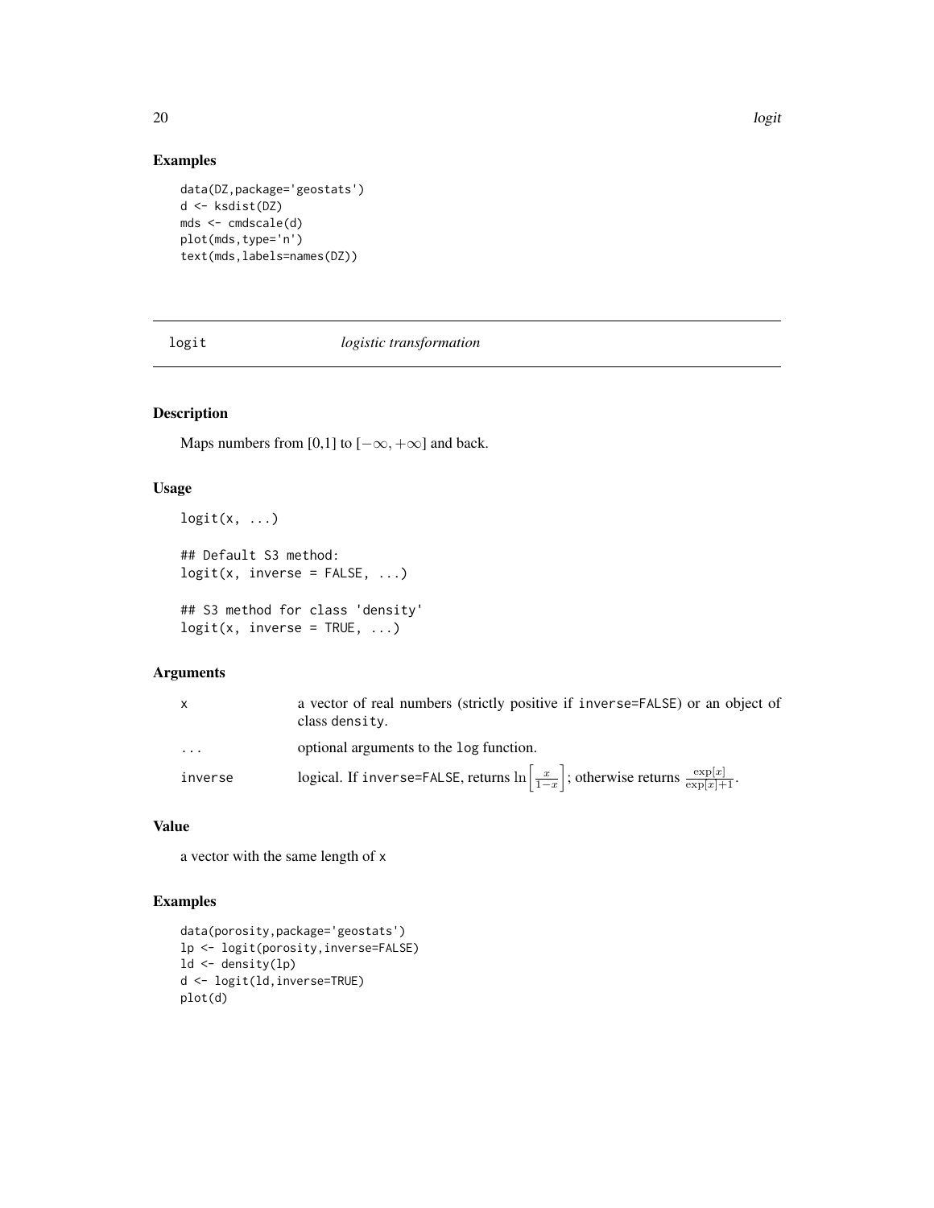## Examples

```
data(DZ,package='geostats')
d <- ksdist(DZ)
mds <- cmdscale(d)
plot(mds,type='n')
text(mds,labels=names(DZ))
```

---

# logit *logistic transformation*

---

## Description

Maps numbers from [0,1] to $[-\infty, +\infty]$ and back.

## Usage

```
logit(x, ...)

## Default S3 method:
logit(x, inverse = FALSE, ...)

## S3 method for class 'density'
logit(x, inverse = TRUE, ...)
```

## Arguments

| | |
|---|---|
| x | a vector of real numbers (strictly positive if inverse=FALSE) or an object of class density. |
| ... | optional arguments to the log function. |
| inverse | logical. If inverse=FALSE, returns $\ln\left[\frac{x}{1-x}\right]$; otherwise returns $\frac{\exp[x]}{\exp[x]+1}$. |

## Value

a vector with the same length of x

## Examples

```
data(porosity,package='geostats')
lp <- logit(porosity,inverse=FALSE)
ld <- density(lp)
d <- logit(ld,inverse=TRUE)
plot(d)
```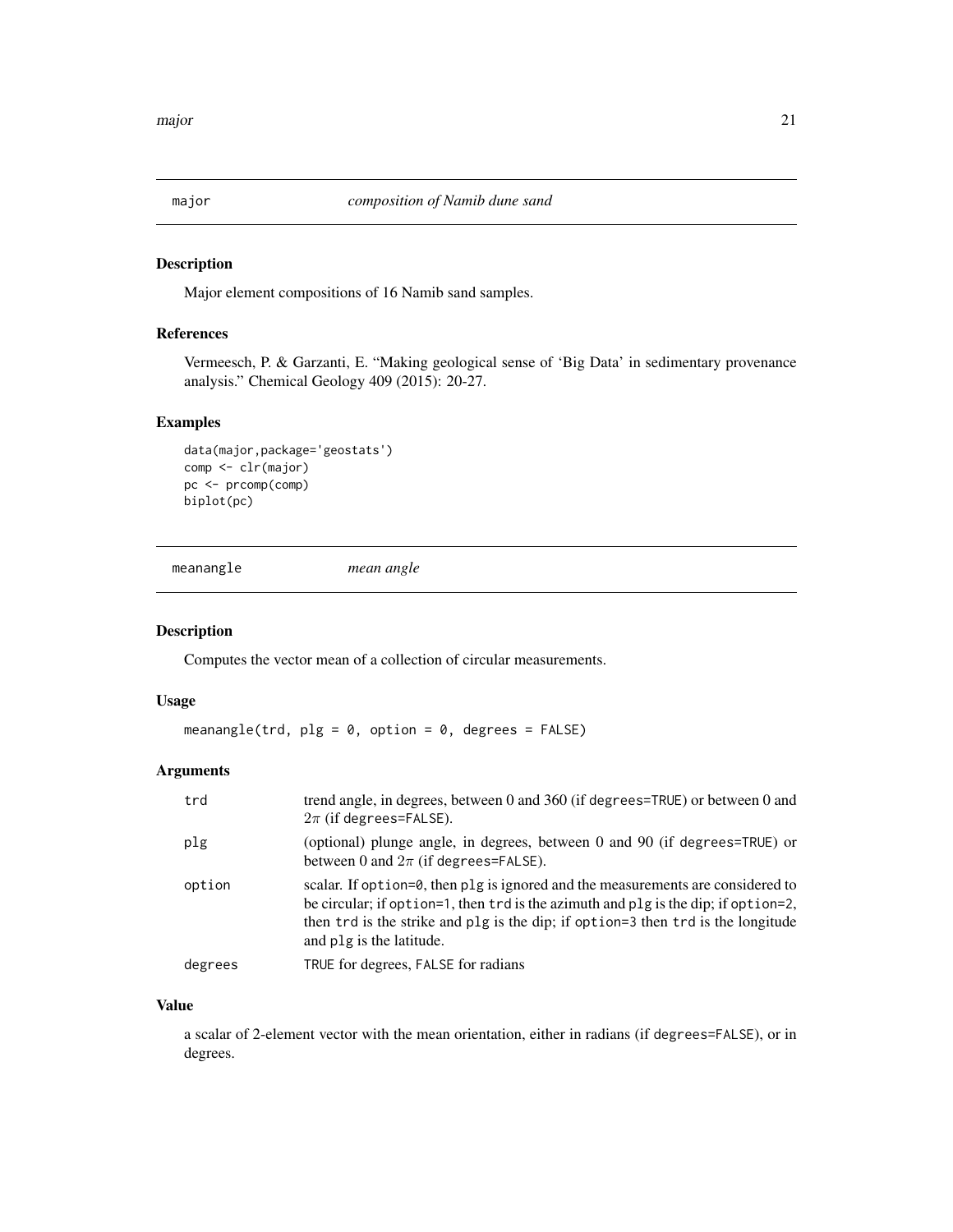## major — *composition of Namib dune sand*

### Description

Major element compositions of 16 Namib sand samples.

### References

Vermeesch, P. & Garzanti, E. "Making geological sense of 'Big Data' in sedimentary provenance analysis." Chemical Geology 409 (2015): 20-27.

### Examples

```
data(major,package='geostats')
comp <- clr(major)
pc <- prcomp(comp)
biplot(pc)
```

## meanangle — *mean angle*

### Description

Computes the vector mean of a collection of circular measurements.

### Usage

```
meanangle(trd, plg = 0, option = 0, degrees = FALSE)
```

### Arguments

| | |
|---|---|
| trd | trend angle, in degrees, between 0 and 360 (if degrees=TRUE) or between 0 and $2\pi$ (if degrees=FALSE). |
| plg | (optional) plunge angle, in degrees, between 0 and 90 (if degrees=TRUE) or between 0 and $2\pi$ (if degrees=FALSE). |
| option | scalar. If option=0, then plg is ignored and the measurements are considered to be circular; if option=1, then trd is the azimuth and plg is the dip; if option=2, then trd is the strike and plg is the dip; if option=3 then trd is the longitude and plg is the latitude. |
| degrees | TRUE for degrees, FALSE for radians |

### Value

a scalar of 2-element vector with the mean orientation, either in radians (if degrees=FALSE), or in degrees.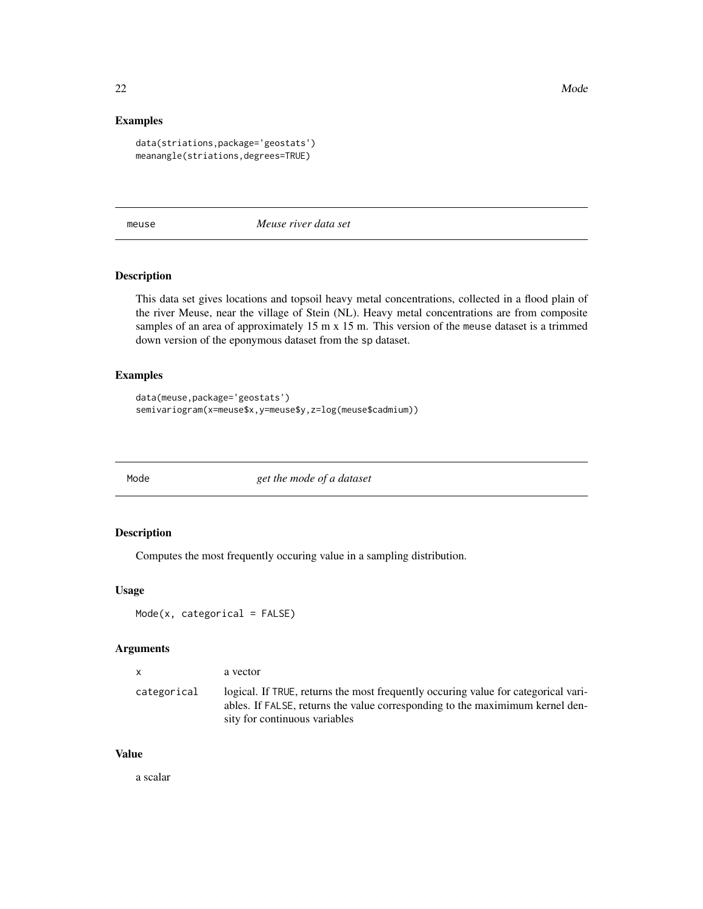## Examples

```
data(striations,package='geostats')
meanangle(striations,degrees=TRUE)
```

---

# meuse — *Meuse river data set*

## Description

This data set gives locations and topsoil heavy metal concentrations, collected in a flood plain of the river Meuse, near the village of Stein (NL). Heavy metal concentrations are from composite samples of an area of approximately 15 m x 15 m. This version of the `meuse` dataset is a trimmed down version of the eponymous dataset from the `sp` dataset.

## Examples

```
data(meuse,package='geostats')
semivariogram(x=meuse$x,y=meuse$y,z=log(meuse$cadmium))
```

---

# Mode — *get the mode of a dataset*

## Description

Computes the most frequently occuring value in a sampling distribution.

## Usage

```
Mode(x, categorical = FALSE)
```

## Arguments

| | |
|---|---|
| `x` | a vector |
| `categorical` | logical. If `TRUE`, returns the most frequently occuring value for categorical variables. If `FALSE`, returns the value corresponding to the maximimum kernel density for continuous variables |

## Value

a scalar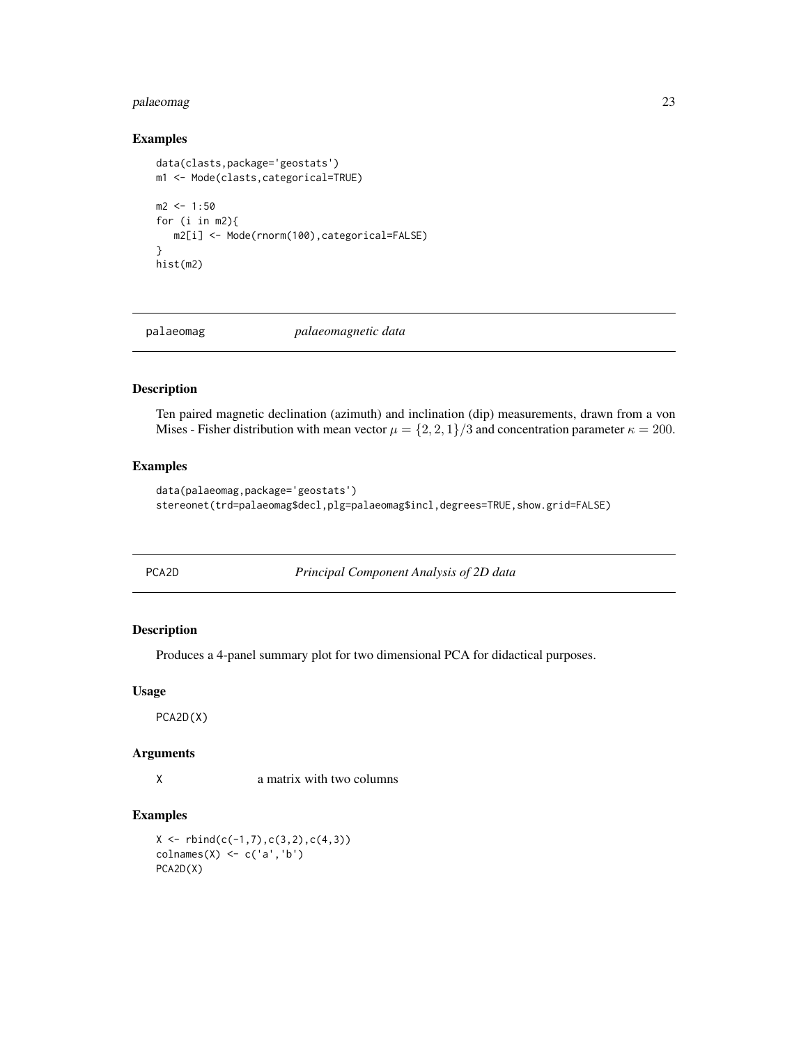## Examples

```
data(clasts,package='geostats')
m1 <- Mode(clasts,categorical=TRUE)

m2 <- 1:50
for (i in m2){
   m2[i] <- Mode(rnorm(100),categorical=FALSE)
}
hist(m2)
```

---

# palaeomag &nbsp;&nbsp;&nbsp;&nbsp; *palaeomagnetic data*

## Description

Ten paired magnetic declination (azimuth) and inclination (dip) measurements, drawn from a von Mises - Fisher distribution with mean vector $\mu = \{2, 2, 1\}/3$ and concentration parameter $\kappa = 200$.

## Examples

```
data(palaeomag,package='geostats')
stereonet(trd=palaeomag$decl,plg=palaeomag$incl,degrees=TRUE,show.grid=FALSE)
```

---

# PCA2D &nbsp;&nbsp;&nbsp;&nbsp; *Principal Component Analysis of 2D data*

## Description

Produces a 4-panel summary plot for two dimensional PCA for didactical purposes.

## Usage

```
PCA2D(X)
```

## Arguments

| | |
|---|---|
| X | a matrix with two columns |

## Examples

```
X <- rbind(c(-1,7),c(3,2),c(4,3))
colnames(X) <- c('a','b')
PCA2D(X)
```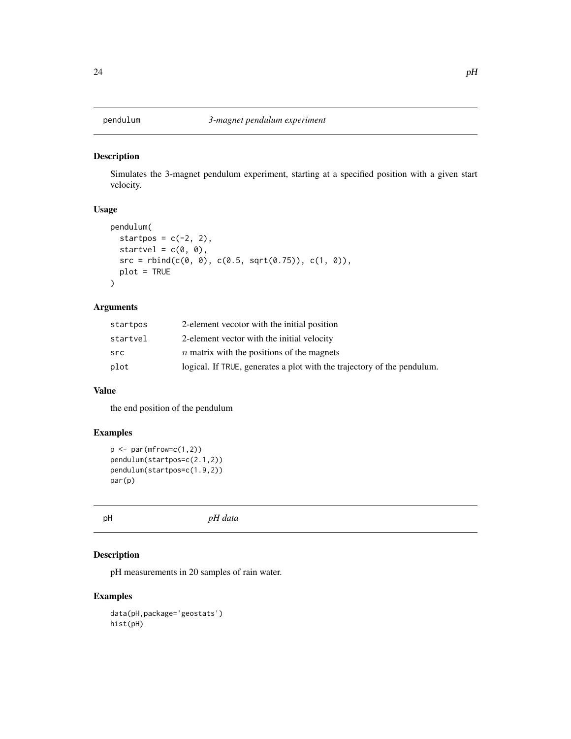## pendulum    *3-magnet pendulum experiment*

### Description

Simulates the 3-magnet pendulum experiment, starting at a specified position with a given start velocity.

### Usage

```
pendulum(
  startpos = c(-2, 2),
  startvel = c(0, 0),
  src = rbind(c(0, 0), c(0.5, sqrt(0.75)), c(1, 0)),
  plot = TRUE
)
```

### Arguments

| | |
|---|---|
| `startpos` | 2-element vecotor with the initial position |
| `startvel` | 2-element vector with the initial velocity |
| `src` | $n$ matrix with the positions of the magnets |
| `plot` | logical. If `TRUE`, generates a plot with the trajectory of the pendulum. |

### Value

the end position of the pendulum

### Examples

```
p <- par(mfrow=c(1,2))
pendulum(startpos=c(2.1,2))
pendulum(startpos=c(1.9,2))
par(p)
```

## pH    *pH data*

### Description

pH measurements in 20 samples of rain water.

### Examples

```
data(pH,package='geostats')
hist(pH)
```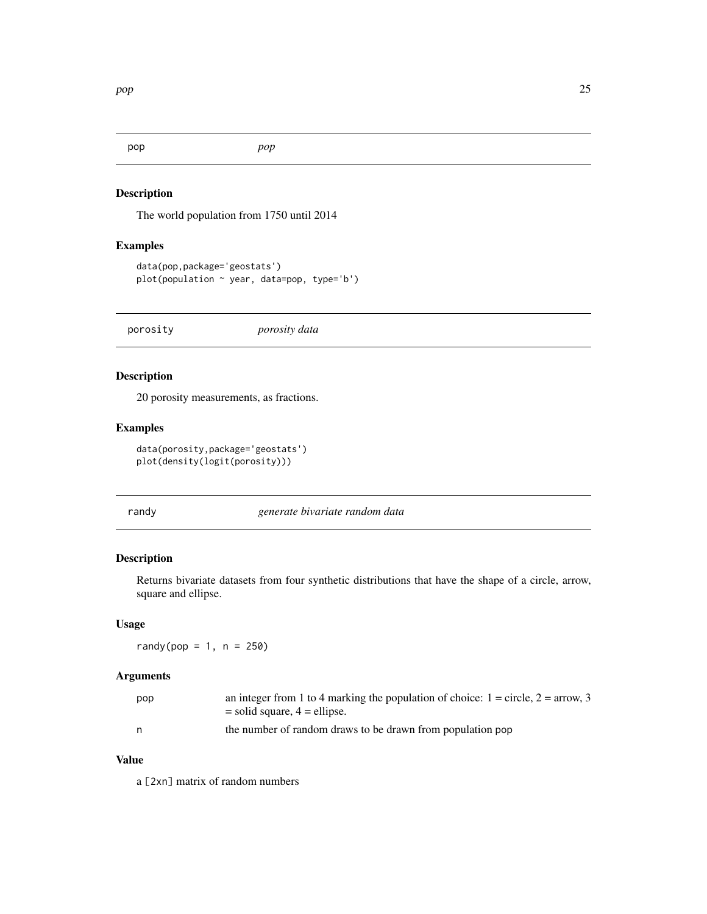## pop — *pop*

### Description

The world population from 1750 until 2014

### Examples

```
data(pop,package='geostats')
plot(population ~ year, data=pop, type='b')
```

## porosity — *porosity data*

### Description

20 porosity measurements, as fractions.

### Examples

```
data(porosity,package='geostats')
plot(density(logit(porosity)))
```

## randy — *generate bivariate random data*

### Description

Returns bivariate datasets from four synthetic distributions that have the shape of a circle, arrow, square and ellipse.

### Usage

```
randy(pop = 1, n = 250)
```

### Arguments

| | |
|---|---|
| pop | an integer from 1 to 4 marking the population of choice: 1 = circle, 2 = arrow, 3 = solid square, 4 = ellipse. |
| n | the number of random draws to be drawn from population pop |

### Value

a [2xn] matrix of random numbers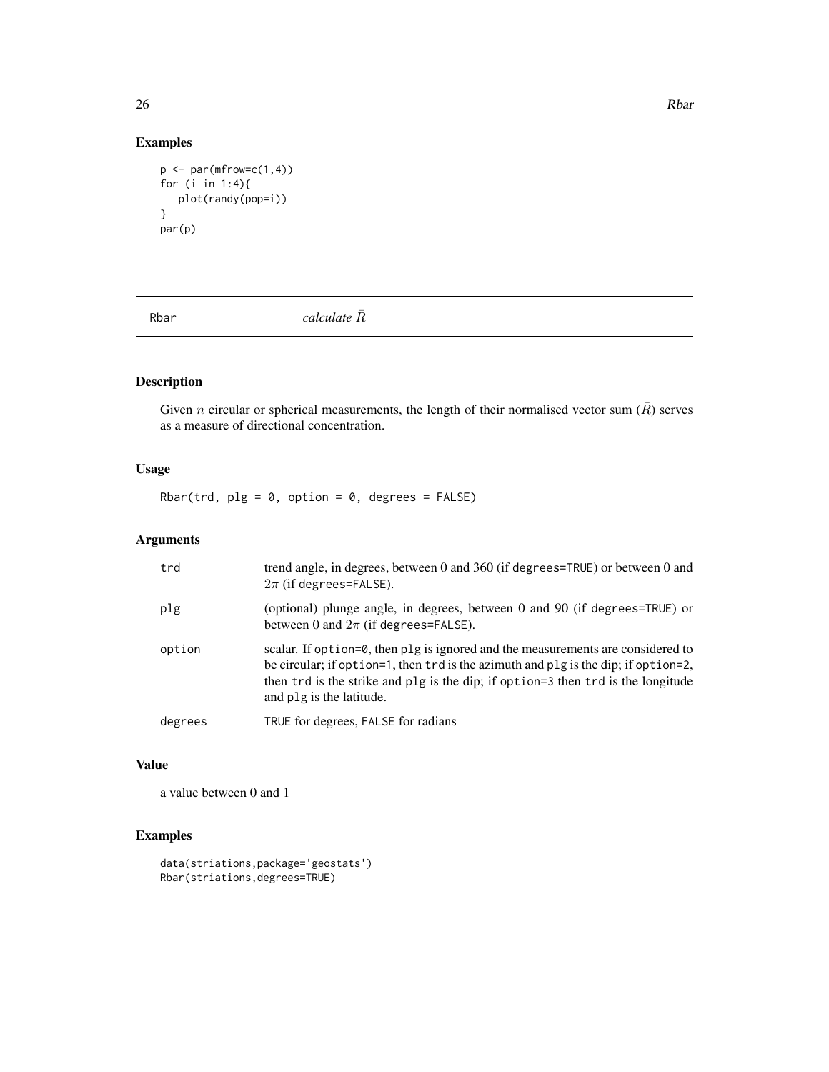## Examples

```
p <- par(mfrow=c(1,4))
for (i in 1:4){
   plot(randy(pop=i))
}
par(p)
```

---

Rbar *calculate $\bar{R}$*

---

## Description

Given $n$ circular or spherical measurements, the length of their normalised vector sum ($\bar{R}$) serves as a measure of directional concentration.

## Usage

```
Rbar(trd, plg = 0, option = 0, degrees = FALSE)
```

## Arguments

| | |
|---|---|
| trd | trend angle, in degrees, between 0 and 360 (if degrees=TRUE) or between 0 and $2\pi$ (if degrees=FALSE). |
| plg | (optional) plunge angle, in degrees, between 0 and 90 (if degrees=TRUE) or between 0 and $2\pi$ (if degrees=FALSE). |
| option | scalar. If option=0, then plg is ignored and the measurements are considered to be circular; if option=1, then trd is the azimuth and plg is the dip; if option=2, then trd is the strike and plg is the dip; if option=3 then trd is the longitude and plg is the latitude. |
| degrees | TRUE for degrees, FALSE for radians |

## Value

a value between 0 and 1

## Examples

```
data(striations,package='geostats')
Rbar(striations,degrees=TRUE)
```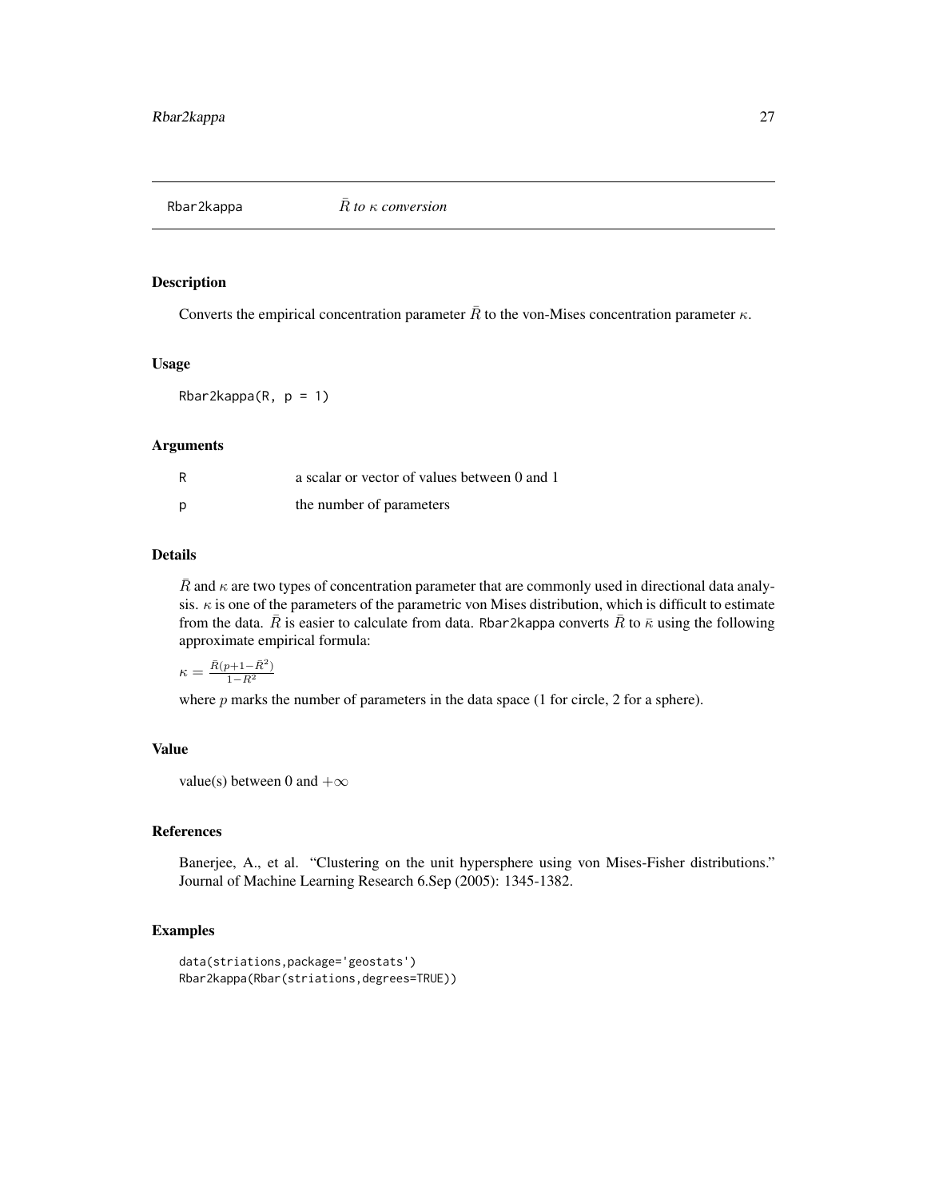Rbar2kappa        *$\bar{R}$ to $\kappa$ conversion*

## Description

Converts the empirical concentration parameter $\bar{R}$ to the von-Mises concentration parameter $\kappa$.

## Usage

```
Rbar2kappa(R, p = 1)
```

## Arguments

| | |
|---|---|
| R | a scalar or vector of values between 0 and 1 |
| p | the number of parameters |

## Details

$\bar{R}$ and $\kappa$ are two types of concentration parameter that are commonly used in directional data analysis. $\kappa$ is one of the parameters of the parametric von Mises distribution, which is difficult to estimate from the data. $\bar{R}$ is easier to calculate from data. Rbar2kappa converts $\bar{R}$ to $\bar{\kappa}$ using the following approximate empirical formula:

$\kappa = \frac{\bar{R}(p+1-\bar{R}^2)}{1-R^2}$

where $p$ marks the number of parameters in the data space (1 for circle, 2 for a sphere).

## Value

value(s) between 0 and $+\infty$

## References

Banerjee, A., et al. "Clustering on the unit hypersphere using von Mises-Fisher distributions." Journal of Machine Learning Research 6.Sep (2005): 1345-1382.

## Examples

```
data(striations,package='geostats')
Rbar2kappa(Rbar(striations,degrees=TRUE))
```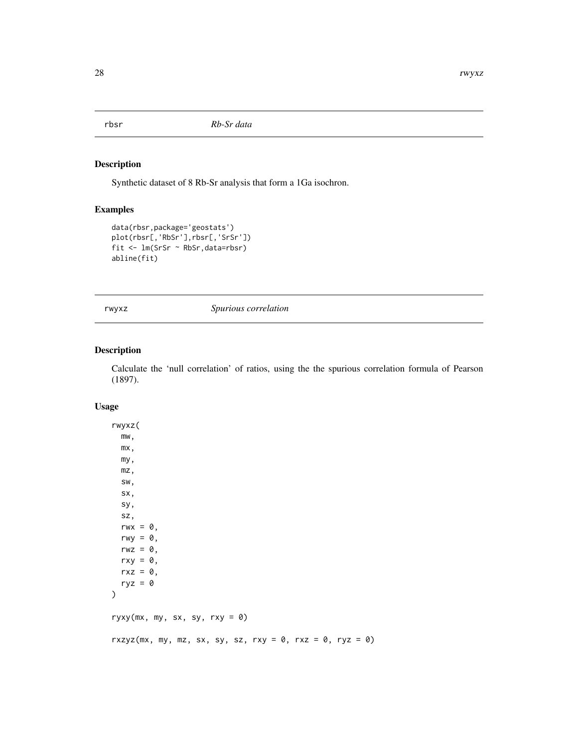## rbsr *Rb-Sr data*

### Description

Synthetic dataset of 8 Rb-Sr analysis that form a 1Ga isochron.

### Examples

```
data(rbsr,package='geostats')
plot(rbsr[,'RbSr'],rbsr[,'SrSr'])
fit <- lm(SrSr ~ RbSr,data=rbsr)
abline(fit)
```

## rwyxz *Spurious correlation*

### Description

Calculate the 'null correlation' of ratios, using the the spurious correlation formula of Pearson (1897).

### Usage

```
rwyxz(
  mw,
  mx,
  my,
  mz,
  sw,
  sx,
  sy,
  sz,
  rwx = 0,
  rwy = 0,
  rwz = 0,
  rxy = 0,
  rxz = 0,
  ryz = 0
)

ryxy(mx, my, sx, sy, rxy = 0)

rxzyz(mx, my, mz, sx, sy, sz, rxy = 0, rxz = 0, ryz = 0)
```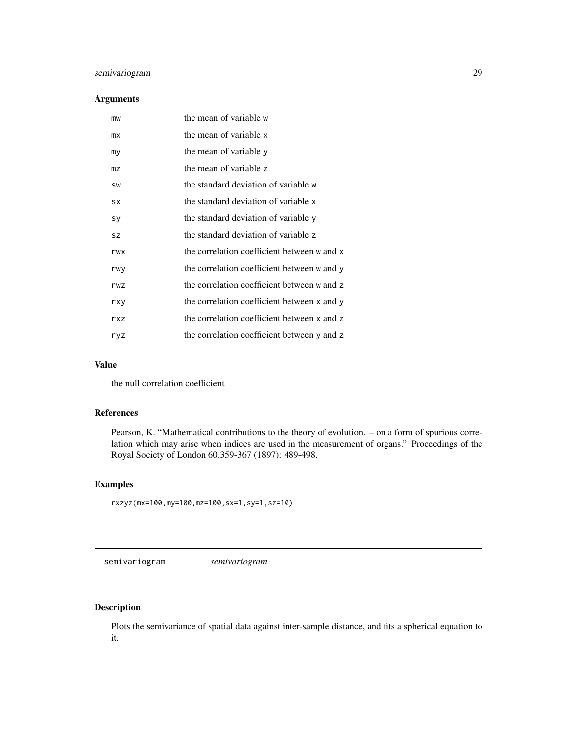### Arguments

| | |
|---|---|
| mw | the mean of variable w |
| mx | the mean of variable x |
| my | the mean of variable y |
| mz | the mean of variable z |
| sw | the standard deviation of variable w |
| sx | the standard deviation of variable x |
| sy | the standard deviation of variable y |
| sz | the standard deviation of variable z |
| rwx | the correlation coefficient between w and x |
| rwy | the correlation coefficient between w and y |
| rwz | the correlation coefficient between w and z |
| rxy | the correlation coefficient between x and y |
| rxz | the correlation coefficient between x and z |
| ryz | the correlation coefficient between y and z |

### Value

the null correlation coefficient

### References

Pearson, K. "Mathematical contributions to the theory of evolution. – on a form of spurious correlation which may arise when indices are used in the measurement of organs." Proceedings of the Royal Society of London 60.359-367 (1897): 489-498.

### Examples

```
rxzyz(mx=100,my=100,mz=100,sx=1,sy=1,sz=10)
```

## semivariogram *semivariogram*

### Description

Plots the semivariance of spatial data against inter-sample distance, and fits a spherical equation to it.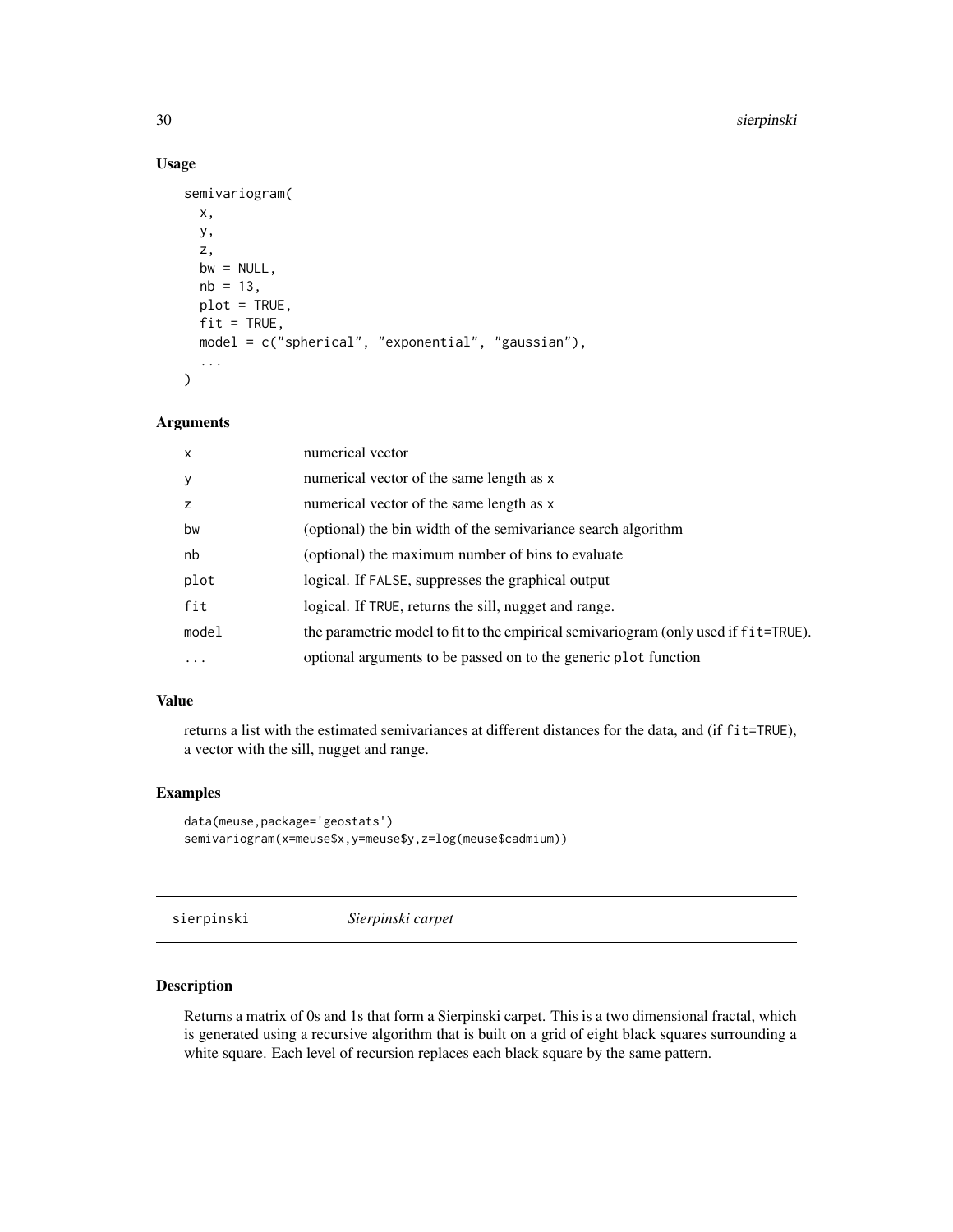## Usage

```
semivariogram(
  x,
  y,
  z,
  bw = NULL,
  nb = 13,
  plot = TRUE,
  fit = TRUE,
  model = c("spherical", "exponential", "gaussian"),
  ...
)
```

## Arguments

| | |
|---|---|
| x | numerical vector |
| y | numerical vector of the same length as x |
| z | numerical vector of the same length as x |
| bw | (optional) the bin width of the semivariance search algorithm |
| nb | (optional) the maximum number of bins to evaluate |
| plot | logical. If FALSE, suppresses the graphical output |
| fit | logical. If TRUE, returns the sill, nugget and range. |
| model | the parametric model to fit to the empirical semivariogram (only used if fit=TRUE). |
| ... | optional arguments to be passed on to the generic plot function |

## Value

returns a list with the estimated semivariances at different distances for the data, and (if fit=TRUE), a vector with the sill, nugget and range.

## Examples

```
data(meuse,package='geostats')
semivariogram(x=meuse$x,y=meuse$y,z=log(meuse$cadmium))
```

---

# sierpinski *Sierpinski carpet*

## Description

Returns a matrix of 0s and 1s that form a Sierpinski carpet. This is a two dimensional fractal, which is generated using a recursive algorithm that is built on a grid of eight black squares surrounding a white square. Each level of recursion replaces each black square by the same pattern.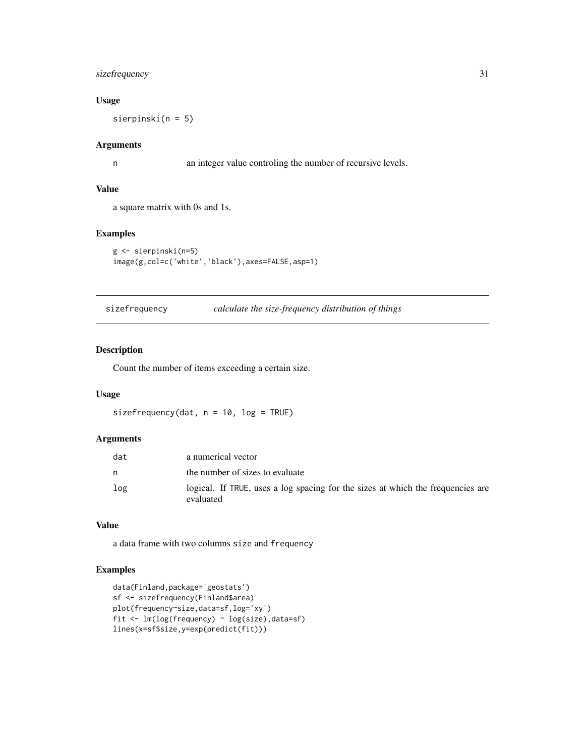### Usage

```
sierpinski(n = 5)
```

### Arguments

| | |
|---|---|
| n | an integer value controling the number of recursive levels. |

### Value

a square matrix with 0s and 1s.

### Examples

```
g <- sierpinski(n=5)
image(g,col=c('white','black'),axes=FALSE,asp=1)
```

---

## sizefrequency — *calculate the size-frequency distribution of things*

---

### Description

Count the number of items exceeding a certain size.

### Usage

```
sizefrequency(dat, n = 10, log = TRUE)
```

### Arguments

| | |
|---|---|
| dat | a numerical vector |
| n | the number of sizes to evaluate |
| log | logical. If TRUE, uses a log spacing for the sizes at which the frequencies are evaluated |

### Value

a data frame with two columns size and frequency

### Examples

```
data(Finland,package='geostats')
sf <- sizefrequency(Finland$area)
plot(frequency~size,data=sf,log='xy')
fit <- lm(log(frequency) ~ log(size),data=sf)
lines(x=sf$size,y=exp(predict(fit)))
```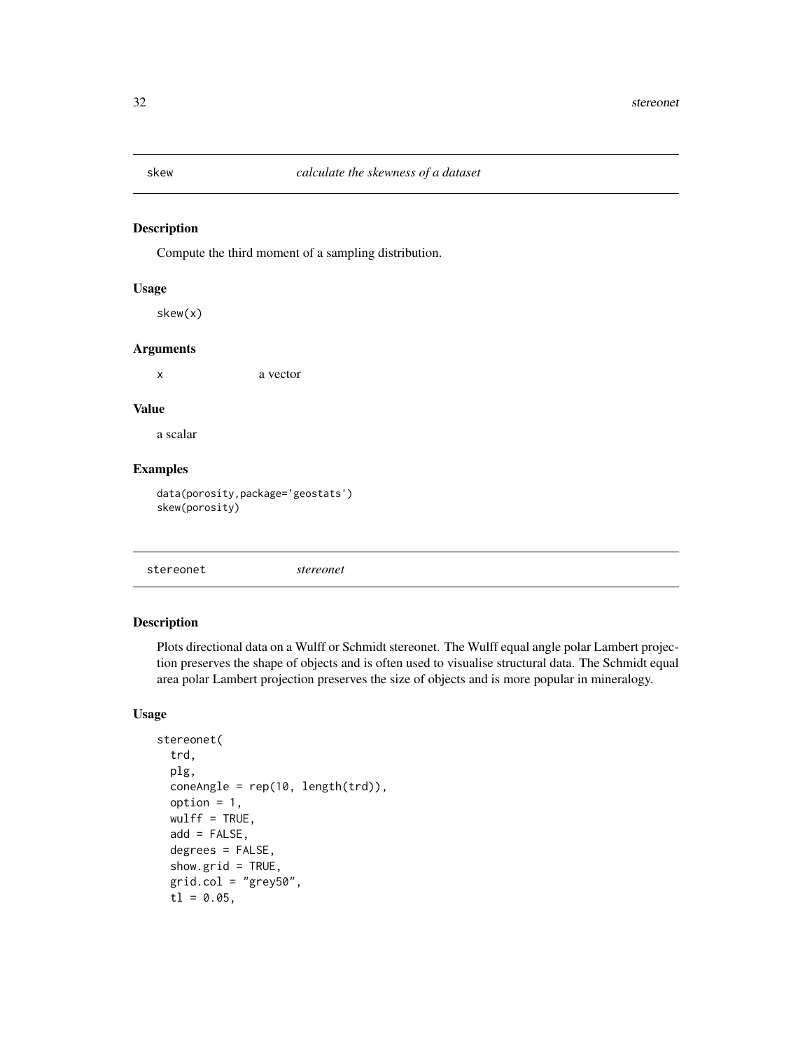## skew — *calculate the skewness of a dataset*

### Description

Compute the third moment of a sampling distribution.

### Usage

```
skew(x)
```

### Arguments

| | |
|---|---|
| x | a vector |

### Value

a scalar

### Examples

```
data(porosity,package='geostats')
skew(porosity)
```

## stereonet — *stereonet*

### Description

Plots directional data on a Wulff or Schmidt stereonet. The Wulff equal angle polar Lambert projection preserves the shape of objects and is often used to visualise structural data. The Schmidt equal area polar Lambert projection preserves the size of objects and is more popular in mineralogy.

### Usage

```
stereonet(
  trd,
  plg,
  coneAngle = rep(10, length(trd)),
  option = 1,
  wulff = TRUE,
  add = FALSE,
  degrees = FALSE,
  show.grid = TRUE,
  grid.col = "grey50",
  tl = 0.05,
```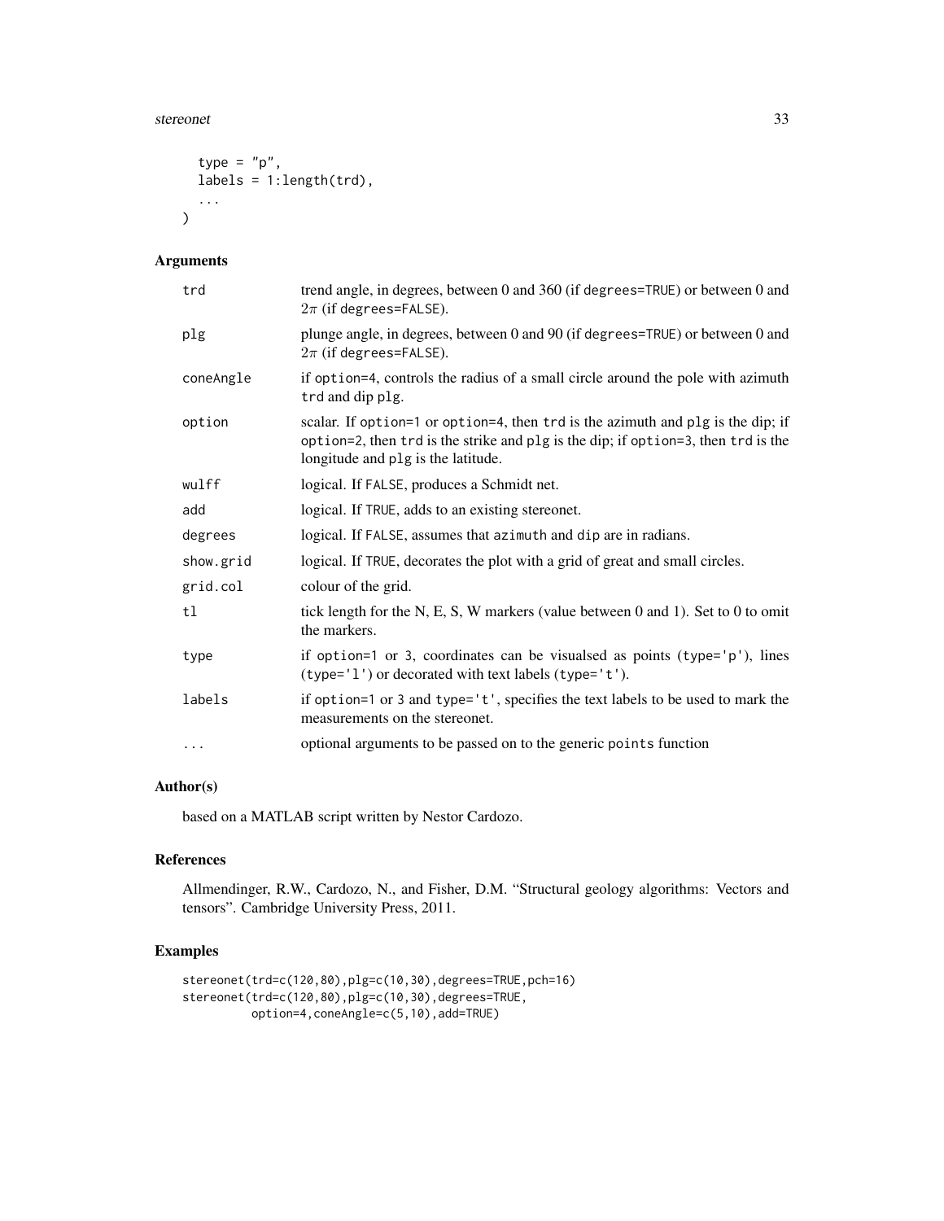```
  type = "p",
  labels = 1:length(trd),
  ...
)
```

## Arguments

| | |
|---|---|
| trd | trend angle, in degrees, between 0 and 360 (if degrees=TRUE) or between 0 and $2\pi$ (if degrees=FALSE). |
| plg | plunge angle, in degrees, between 0 and 90 (if degrees=TRUE) or between 0 and $2\pi$ (if degrees=FALSE). |
| coneAngle | if option=4, controls the radius of a small circle around the pole with azimuth trd and dip plg. |
| option | scalar. If option=1 or option=4, then trd is the azimuth and plg is the dip; if option=2, then trd is the strike and plg is the dip; if option=3, then trd is the longitude and plg is the latitude. |
| wulff | logical. If FALSE, produces a Schmidt net. |
| add | logical. If TRUE, adds to an existing stereonet. |
| degrees | logical. If FALSE, assumes that azimuth and dip are in radians. |
| show.grid | logical. If TRUE, decorates the plot with a grid of great and small circles. |
| grid.col | colour of the grid. |
| tl | tick length for the N, E, S, W markers (value between 0 and 1). Set to 0 to omit the markers. |
| type | if option=1 or 3, coordinates can be visualsed as points (type='p'), lines (type='l') or decorated with text labels (type='t'). |
| labels | if option=1 or 3 and type='t', specifies the text labels to be used to mark the measurements on the stereonet. |
| ... | optional arguments to be passed on to the generic points function |

## Author(s)

based on a MATLAB script written by Nestor Cardozo.

## References

Allmendinger, R.W., Cardozo, N., and Fisher, D.M. "Structural geology algorithms: Vectors and tensors". Cambridge University Press, 2011.

## Examples

```
stereonet(trd=c(120,80),plg=c(10,30),degrees=TRUE,pch=16)
stereonet(trd=c(120,80),plg=c(10,30),degrees=TRUE,
          option=4,coneAngle=c(5,10),add=TRUE)
```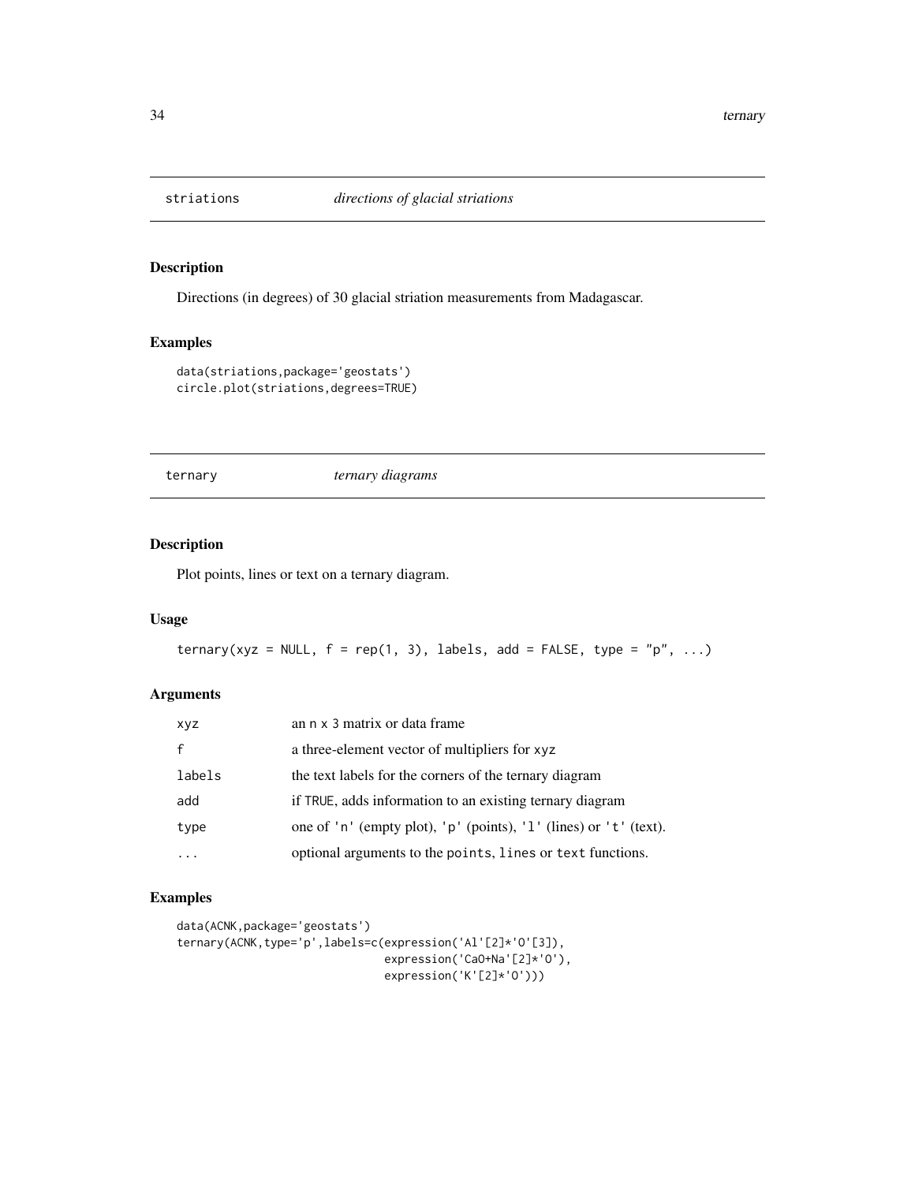## striations *directions of glacial striations*

### Description

Directions (in degrees) of 30 glacial striation measurements from Madagascar.

### Examples

```
data(striations,package='geostats')
circle.plot(striations,degrees=TRUE)
```

## ternary *ternary diagrams*

### Description

Plot points, lines or text on a ternary diagram.

### Usage

```
ternary(xyz = NULL, f = rep(1, 3), labels, add = FALSE, type = "p", ...)
```

### Arguments

| | |
|---|---|
| xyz | an n x 3 matrix or data frame |
| f | a three-element vector of multipliers for xyz |
| labels | the text labels for the corners of the ternary diagram |
| add | if TRUE, adds information to an existing ternary diagram |
| type | one of 'n' (empty plot), 'p' (points), 'l' (lines) or 't' (text). |
| ... | optional arguments to the points, lines or text functions. |

### Examples

```
data(ACNK,package='geostats')
ternary(ACNK,type='p',labels=c(expression('Al'[2]*'O'[3]),
                               expression('CaO+Na'[2]*'O'),
                               expression('K'[2]*'O')))
```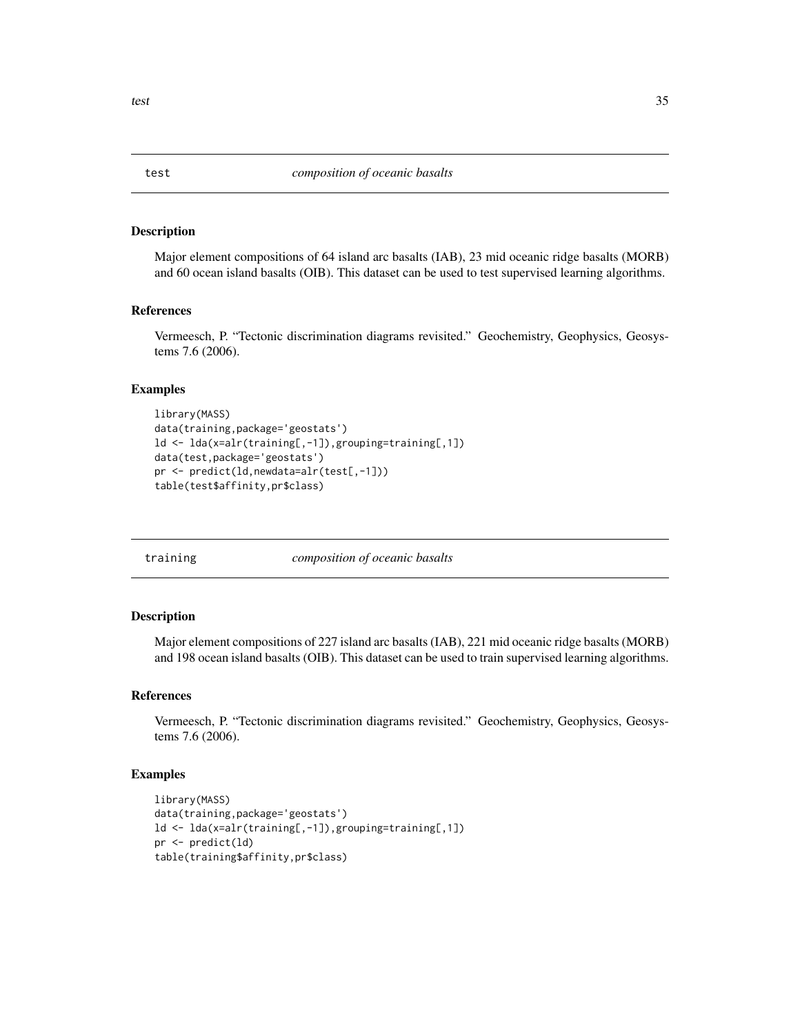## test *composition of oceanic basalts*

### Description

Major element compositions of 64 island arc basalts (IAB), 23 mid oceanic ridge basalts (MORB) and 60 ocean island basalts (OIB). This dataset can be used to test supervised learning algorithms.

### References

Vermeesch, P. "Tectonic discrimination diagrams revisited." Geochemistry, Geophysics, Geosystems 7.6 (2006).

### Examples

```
library(MASS)
data(training,package='geostats')
ld <- lda(x=alr(training[,-1]),grouping=training[,1])
data(test,package='geostats')
pr <- predict(ld,newdata=alr(test[,-1]))
table(test$affinity,pr$class)
```

## training *composition of oceanic basalts*

### Description

Major element compositions of 227 island arc basalts (IAB), 221 mid oceanic ridge basalts (MORB) and 198 ocean island basalts (OIB). This dataset can be used to train supervised learning algorithms.

### References

Vermeesch, P. "Tectonic discrimination diagrams revisited." Geochemistry, Geophysics, Geosystems 7.6 (2006).

### Examples

```
library(MASS)
data(training,package='geostats')
ld <- lda(x=alr(training[,-1]),grouping=training[,1])
pr <- predict(ld)
table(training$affinity,pr$class)
```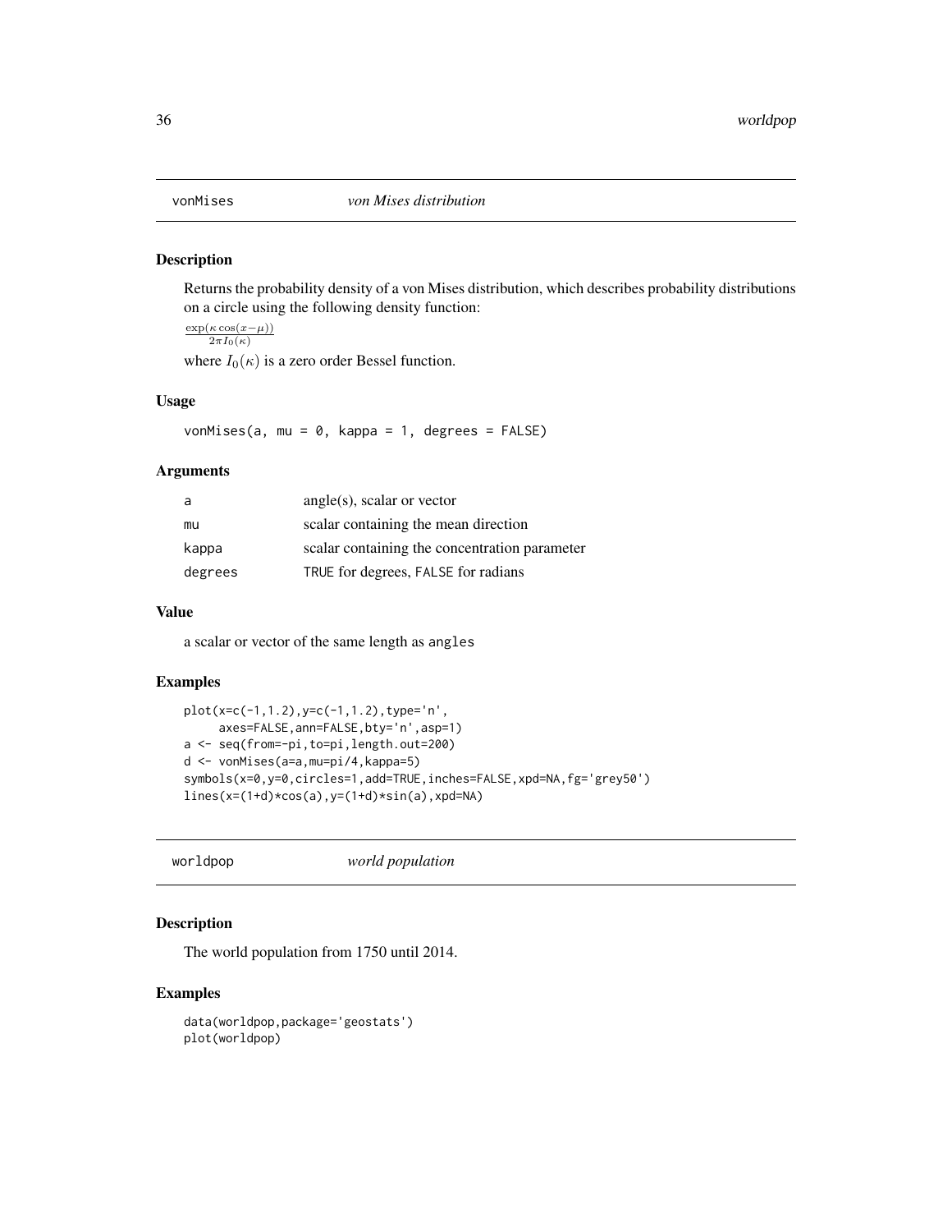## vonMises *von Mises distribution*

### Description

Returns the probability density of a von Mises distribution, which describes probability distributions on a circle using the following density function:

$$\frac{\exp(\kappa \cos(x-\mu))}{2\pi I_0(\kappa)}$$

where $I_0(\kappa)$ is a zero order Bessel function.

### Usage

```
vonMises(a, mu = 0, kappa = 1, degrees = FALSE)
```

### Arguments

| | |
|---|---|
| a | angle(s), scalar or vector |
| mu | scalar containing the mean direction |
| kappa | scalar containing the concentration parameter |
| degrees | TRUE for degrees, FALSE for radians |

### Value

a scalar or vector of the same length as `angles`

### Examples

```
plot(x=c(-1,1.2),y=c(-1,1.2),type='n',
     axes=FALSE,ann=FALSE,bty='n',asp=1)
a <- seq(from=-pi,to=pi,length.out=200)
d <- vonMises(a=a,mu=pi/4,kappa=5)
symbols(x=0,y=0,circles=1,add=TRUE,inches=FALSE,xpd=NA,fg='grey50')
lines(x=(1+d)*cos(a),y=(1+d)*sin(a),xpd=NA)
```

## worldpop *world population*

### Description

The world population from 1750 until 2014.

### Examples

```
data(worldpop,package='geostats')
plot(worldpop)
```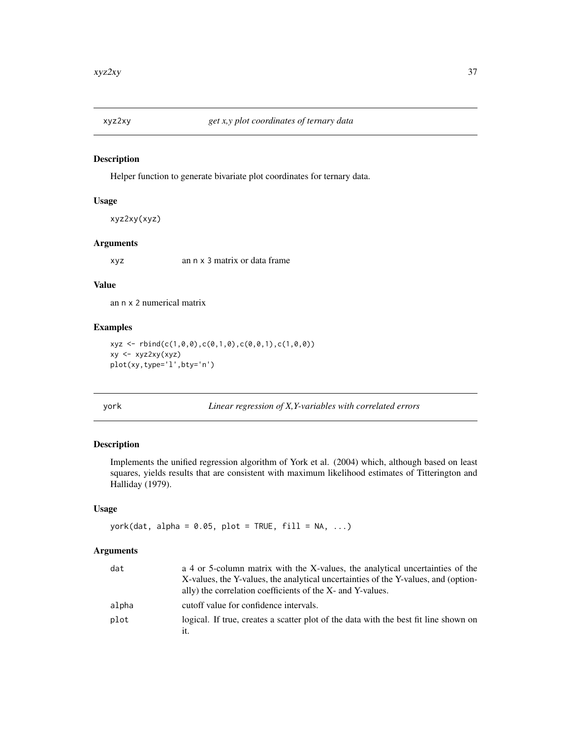## xyz2xy — *get x,y plot coordinates of ternary data*

### Description

Helper function to generate bivariate plot coordinates for ternary data.

### Usage

```
xyz2xy(xyz)
```

### Arguments

| | |
|---|---|
| xyz | an n x 3 matrix or data frame |

### Value

an n x 2 numerical matrix

### Examples

```
xyz <- rbind(c(1,0,0),c(0,1,0),c(0,0,1),c(1,0,0))
xy <- xyz2xy(xyz)
plot(xy,type='l',bty='n')
```

## york — *Linear regression of X,Y-variables with correlated errors*

### Description

Implements the unified regression algorithm of York et al. (2004) which, although based on least squares, yields results that are consistent with maximum likelihood estimates of Titterington and Halliday (1979).

### Usage

```
york(dat, alpha = 0.05, plot = TRUE, fill = NA, ...)
```

### Arguments

| | |
|---|---|
| dat | a 4 or 5-column matrix with the X-values, the analytical uncertainties of the X-values, the Y-values, the analytical uncertainties of the Y-values, and (optionally) the correlation coefficients of the X- and Y-values. |
| alpha | cutoff value for confidence intervals. |
| plot | logical. If true, creates a scatter plot of the data with the best fit line shown on it. |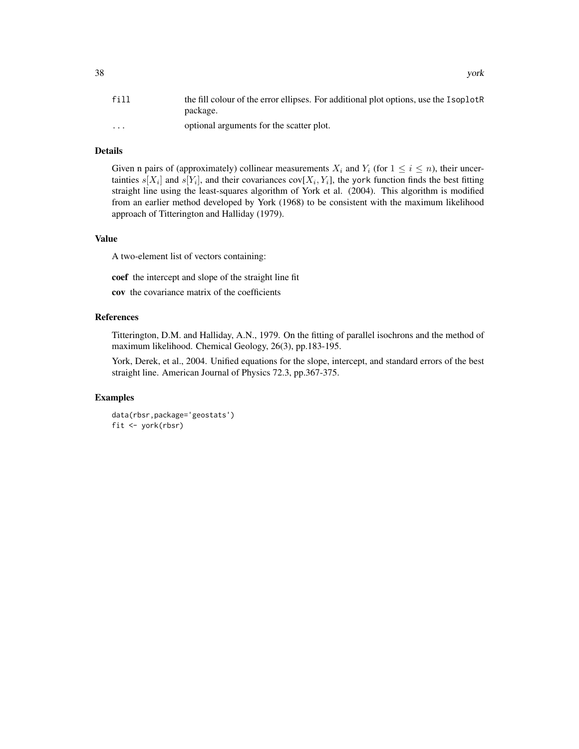| | |
|---|---|
| `fill` | the fill colour of the error ellipses. For additional plot options, use the `IsoplotR` package. |
| `...` | optional arguments for the scatter plot. |

## Details

Given n pairs of (approximately) collinear measurements $X_i$ and $Y_i$ (for $1 \leq i \leq n$), their uncertainties $s[X_i]$ and $s[Y_i]$, and their covariances $\text{cov}[X_i, Y_i]$, the `york` function finds the best fitting straight line using the least-squares algorithm of York et al. (2004). This algorithm is modified from an earlier method developed by York (1968) to be consistent with the maximum likelihood approach of Titterington and Halliday (1979).

## Value

A two-element list of vectors containing:

**coef** the intercept and slope of the straight line fit

**cov** the covariance matrix of the coefficients

## References

Titterington, D.M. and Halliday, A.N., 1979. On the fitting of parallel isochrons and the method of maximum likelihood. Chemical Geology, 26(3), pp.183-195.

York, Derek, et al., 2004. Unified equations for the slope, intercept, and standard errors of the best straight line. American Journal of Physics 72.3, pp.367-375.

## Examples

```
data(rbsr,package='geostats')
fit <- york(rbsr)
```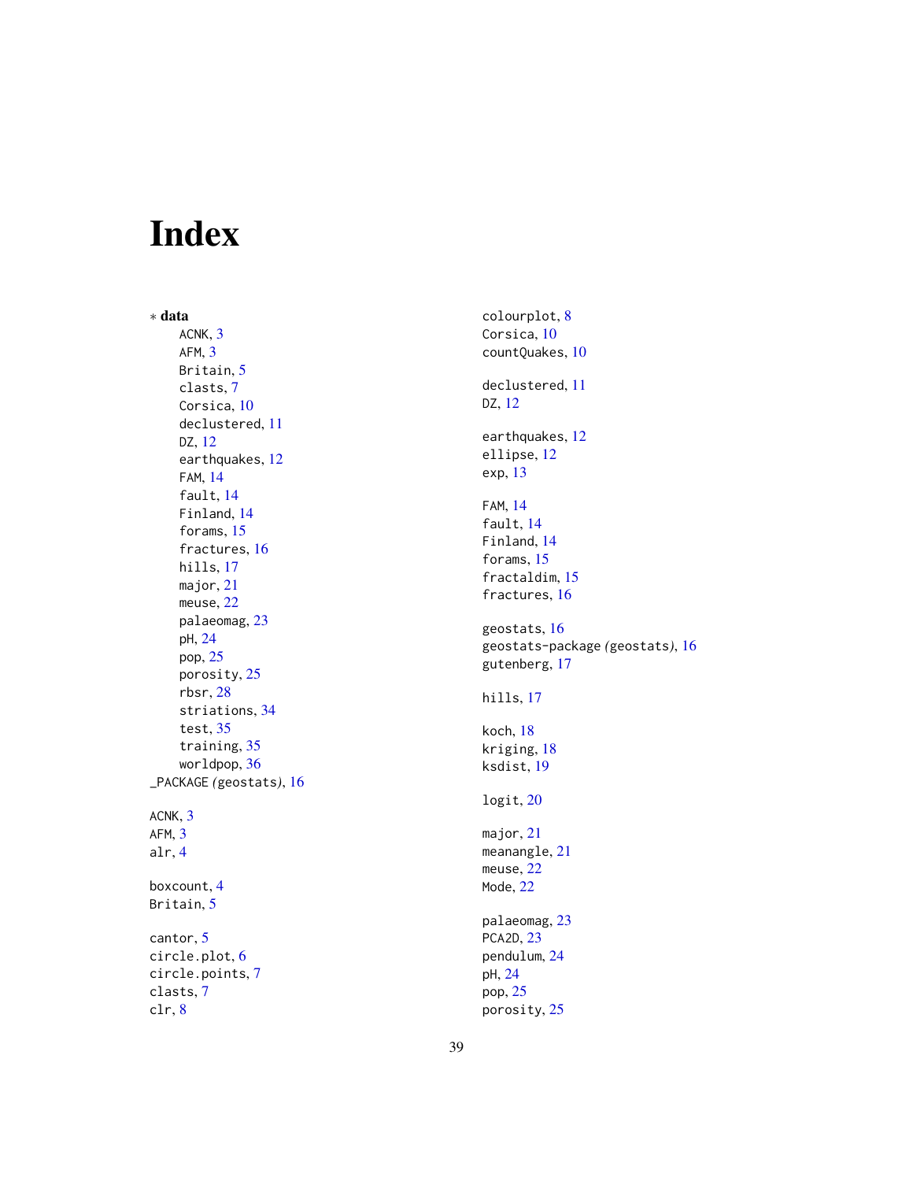# Index

∗ **data**

- ACNK, 3
- AFM, 3
- Britain, 5
- clasts, 7
- Corsica, 10
- declustered, 11
- DZ, 12
- earthquakes, 12
- FAM, 14
- fault, 14
- Finland, 14
- forams, 15
- fractures, 16
- hills, 17
- major, 21
- meuse, 22
- palaeomag, 23
- pH, 24
- pop, 25
- porosity, 25
- rbsr, 28
- striations, 34
- test, 35
- training, 35
- worldpop, 36

_PACKAGE *(geostats)*, 16

ACNK, 3
AFM, 3
alr, 4

boxcount, 4
Britain, 5

cantor, 5
circle.plot, 6
circle.points, 7
clasts, 7
clr, 8
colourplot, 8
Corsica, 10
countQuakes, 10

declustered, 11
DZ, 12

earthquakes, 12
ellipse, 12
exp, 13

FAM, 14
fault, 14
Finland, 14
forams, 15
fractaldim, 15
fractures, 16

geostats, 16
geostats-package *(geostats)*, 16
gutenberg, 17

hills, 17

koch, 18
kriging, 18
ksdist, 19

logit, 20

major, 21
meanangle, 21
meuse, 22
Mode, 22

palaeomag, 23
PCA2D, 23
pendulum, 24
pH, 24
pop, 25
porosity, 25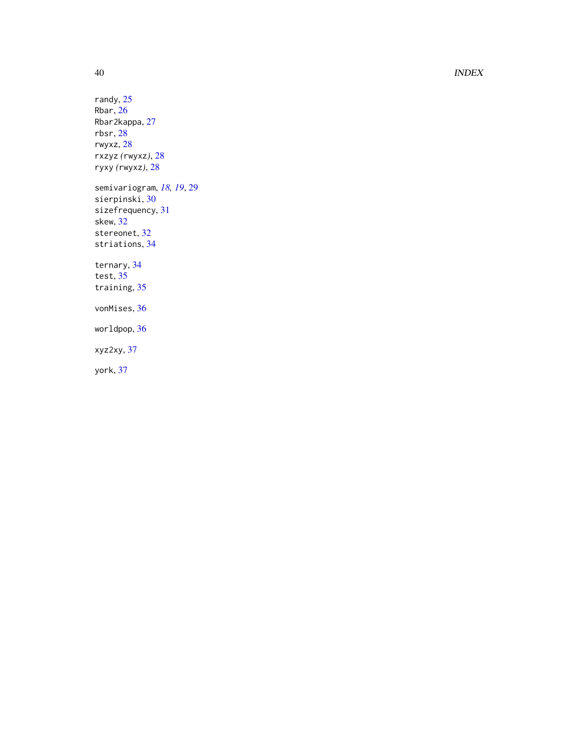randy, 25
Rbar, 26
Rbar2kappa, 27
rbsr, 28
rwyxz, 28
rxzyz *(*rwyxz*)*, 28
ryxy *(*rwyxz*)*, 28

semivariogram, *18, 19*, 29
sierpinski, 30
sizefrequency, 31
skew, 32
stereonet, 32
striations, 34

ternary, 34
test, 35
training, 35

vonMises, 36

worldpop, 36

xyz2xy, 37

york, 37